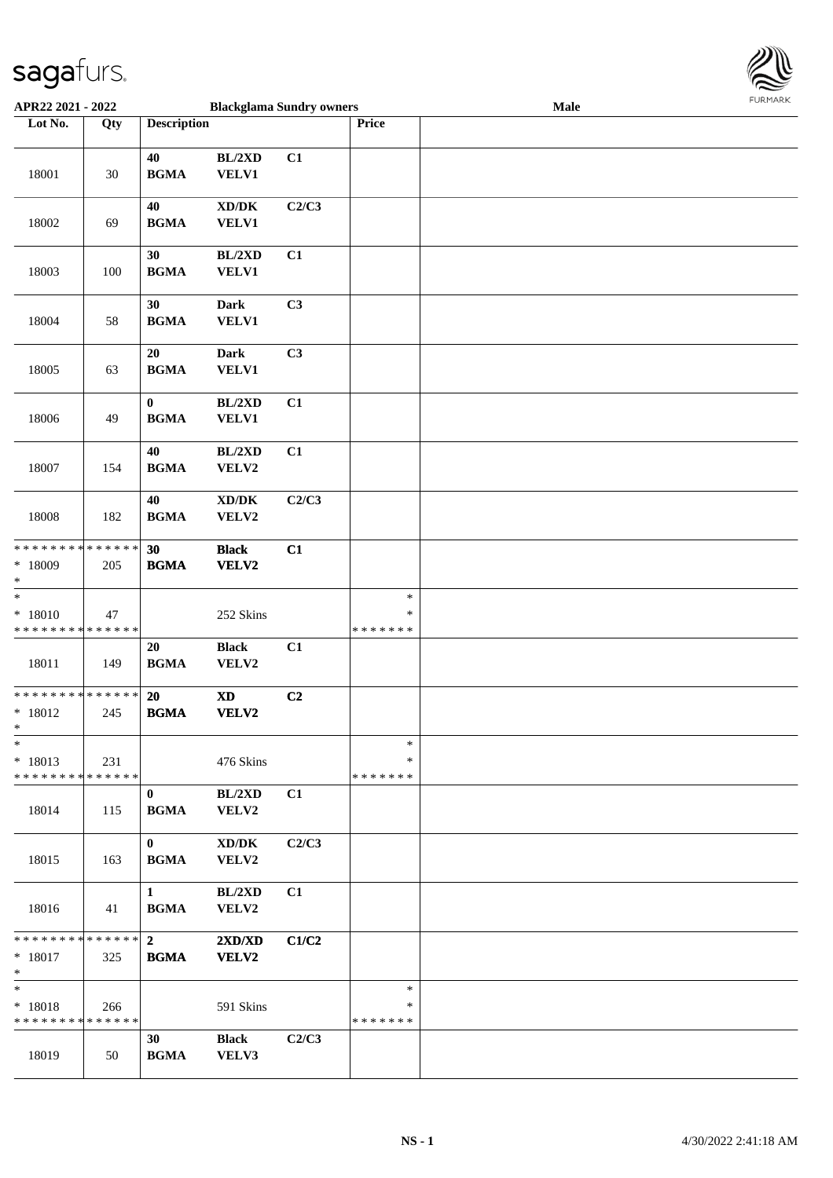**APR22 2021 - 2022** **Blackglama Sundry owners** **Male**

| Lot No. | Qty | Description | | | Price | |
|---|---|---|---|---|---|---|
| 18001 | 30 | 40 BGMA | BL/2XD VELV1 | C1 | | |
| 18002 | 69 | 40 BGMA | XD/DK VELV1 | C2/C3 | | |
| 18003 | 100 | 30 BGMA | BL/2XD VELV1 | C1 | | |
| 18004 | 58 | 30 BGMA | Dark VELV1 | C3 | | |
| 18005 | 63 | 20 BGMA | Dark VELV1 | C3 | | |
| 18006 | 49 | 0 BGMA | BL/2XD VELV1 | C1 | | |
| 18007 | 154 | 40 BGMA | BL/2XD VELV2 | C1 | | |
| 18008 | 182 | 40 BGMA | XD/DK VELV2 | C2/C3 | | |
| * * * * * * * * * * * * * * <br>* 18009<br>* | 205 | **30 BGMA** | **Black VELV2** | **C1** | | |
| *<br>* 18010<br>* * * * * * * * * * * * * * | 47 | | 252 Skins | | *<br>*<br>* * * * * * * | |
| 18011 | 149 | 20 BGMA | Black VELV2 | C1 | | |
| * * * * * * * * * * * * * * <br>* 18012<br>* | 245 | **20 BGMA** | **XD VELV2** | **C2** | | |
| *<br>* 18013<br>* * * * * * * * * * * * * * | 231 | | 476 Skins | | *<br>*<br>* * * * * * * | |
| 18014 | 115 | 0 BGMA | BL/2XD VELV2 | C1 | | |
| 18015 | 163 | 0 BGMA | XD/DK VELV2 | C2/C3 | | |
| 18016 | 41 | 1 BGMA | BL/2XD VELV2 | C1 | | |
| * * * * * * * * * * * * * * <br>* 18017<br>* | 325 | **2 BGMA** | **2XD/XD VELV2** | **C1/C2** | | |
| *<br>* 18018<br>* * * * * * * * * * * * * * | 266 | | 591 Skins | | *<br>*<br>* * * * * * * | |
| 18019 | 50 | 30 BGMA | Black VELV3 | C2/C3 | | |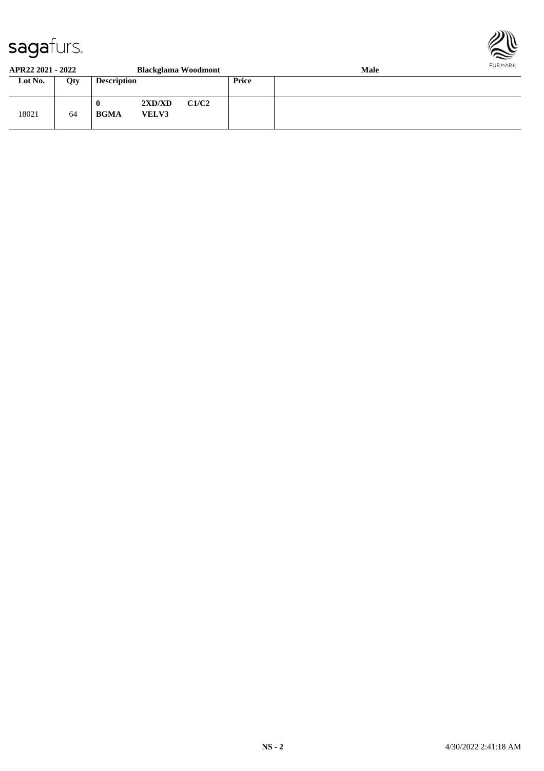**APR22 2021 - 2022** **Blackglama Woodmont** **Male**

| Lot No. | Qty | Description | Price | |
|---|---|---|---|---|
| 18021 | 64 | **0** **2XD/XD** **C1/C2** **BGMA** **VELV3** | | |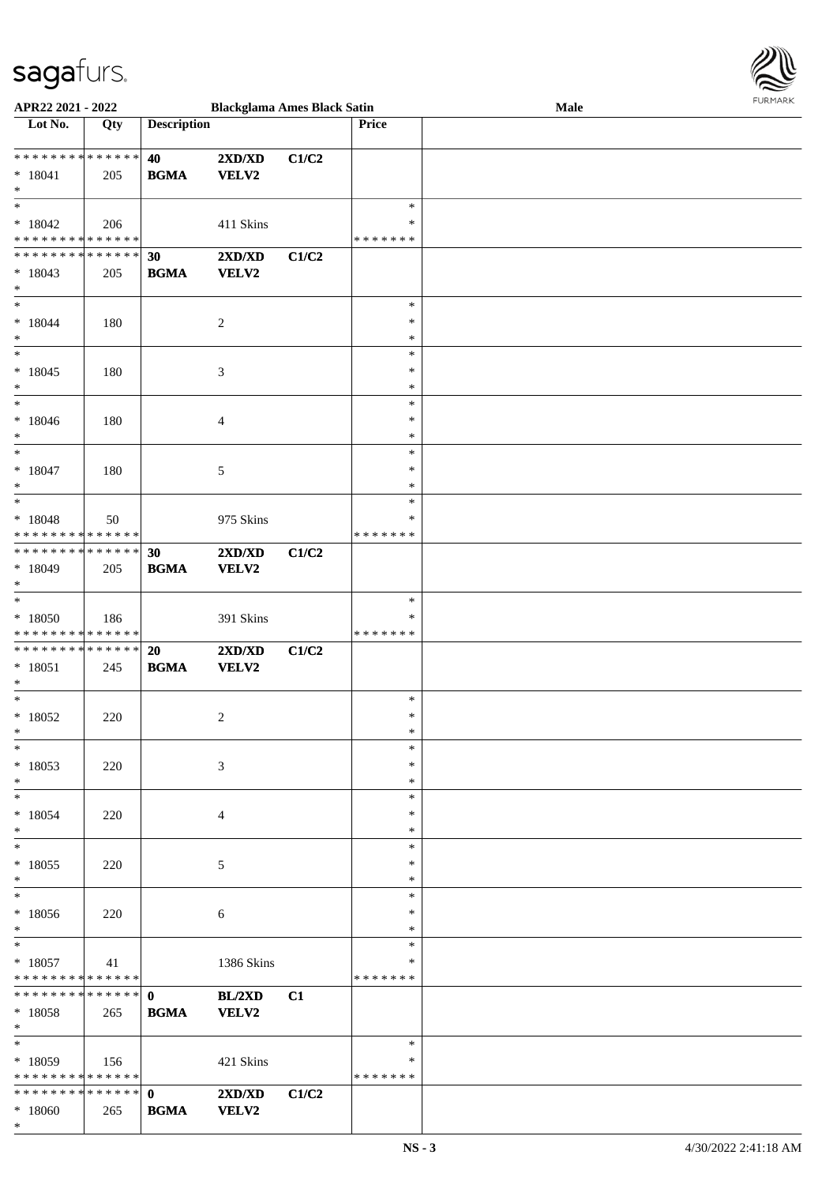| Lot No. | Qty | Description | | | Price | |
|---|---|---|---|---|---|---|
| * * * * * * * * * * * * * * | | **40** | **2XD/XD** | **C1/C2** | | |
| * 18041 | 205 | **BGMA** | **VELV2** | | | |
| * | | | | | | |
| * | | | | | * | |
| * 18042 | 206 | | 411 Skins | | * | |
| * * * * * * * * * * * * * * | | | | | * * * * * * * | |
| * * * * * * * * * * * * * * | | **30** | **2XD/XD** | **C1/C2** | | |
| * 18043 | 205 | **BGMA** | **VELV2** | | | |
| * | | | | | | |
| * | | | | | * | |
| * 18044 | 180 | | 2 | | * | |
| * | | | | | * | |
| * | | | | | * | |
| * 18045 | 180 | | 3 | | * | |
| * | | | | | * | |
| * | | | | | * | |
| * 18046 | 180 | | 4 | | * | |
| * | | | | | * | |
| * | | | | | * | |
| * 18047 | 180 | | 5 | | * | |
| * | | | | | * | |
| * | | | | | * | |
| * 18048 | 50 | | 975 Skins | | * | |
| * * * * * * * * * * * * * * | | | | | * * * * * * * | |
| * * * * * * * * * * * * * * | | **30** | **2XD/XD** | **C1/C2** | | |
| * 18049 | 205 | **BGMA** | **VELV2** | | | |
| * | | | | | | |
| * | | | | | * | |
| * 18050 | 186 | | 391 Skins | | * | |
| * * * * * * * * * * * * * * | | | | | * * * * * * * | |
| * * * * * * * * * * * * * * | | **20** | **2XD/XD** | **C1/C2** | | |
| * 18051 | 245 | **BGMA** | **VELV2** | | | |
| * | | | | | | |
| * | | | | | * | |
| * 18052 | 220 | | 2 | | * | |
| * | | | | | * | |
| * | | | | | * | |
| * 18053 | 220 | | 3 | | * | |
| * | | | | | * | |
| * | | | | | * | |
| * 18054 | 220 | | 4 | | * | |
| * | | | | | * | |
| * | | | | | * | |
| * 18055 | 220 | | 5 | | * | |
| * | | | | | * | |
| * | | | | | * | |
| * 18056 | 220 | | 6 | | * | |
| * | | | | | * | |
| * | | | | | * | |
| * 18057 | 41 | | 1386 Skins | | * | |
| * * * * * * * * * * * * * * | | | | | * * * * * * * | |
| * * * * * * * * * * * * * * | | **0** | **BL/2XD** | **C1** | | |
| * 18058 | 265 | **BGMA** | **VELV2** | | | |
| * | | | | | | |
| * | | | | | * | |
| * 18059 | 156 | | 421 Skins | | * | |
| * * * * * * * * * * * * * * | | | | | * * * * * * * | |
| * * * * * * * * * * * * * * | | **0** | **2XD/XD** | **C1/C2** | | |
| * 18060 | 265 | **BGMA** | **VELV2** | | | |
| * | | | | | | |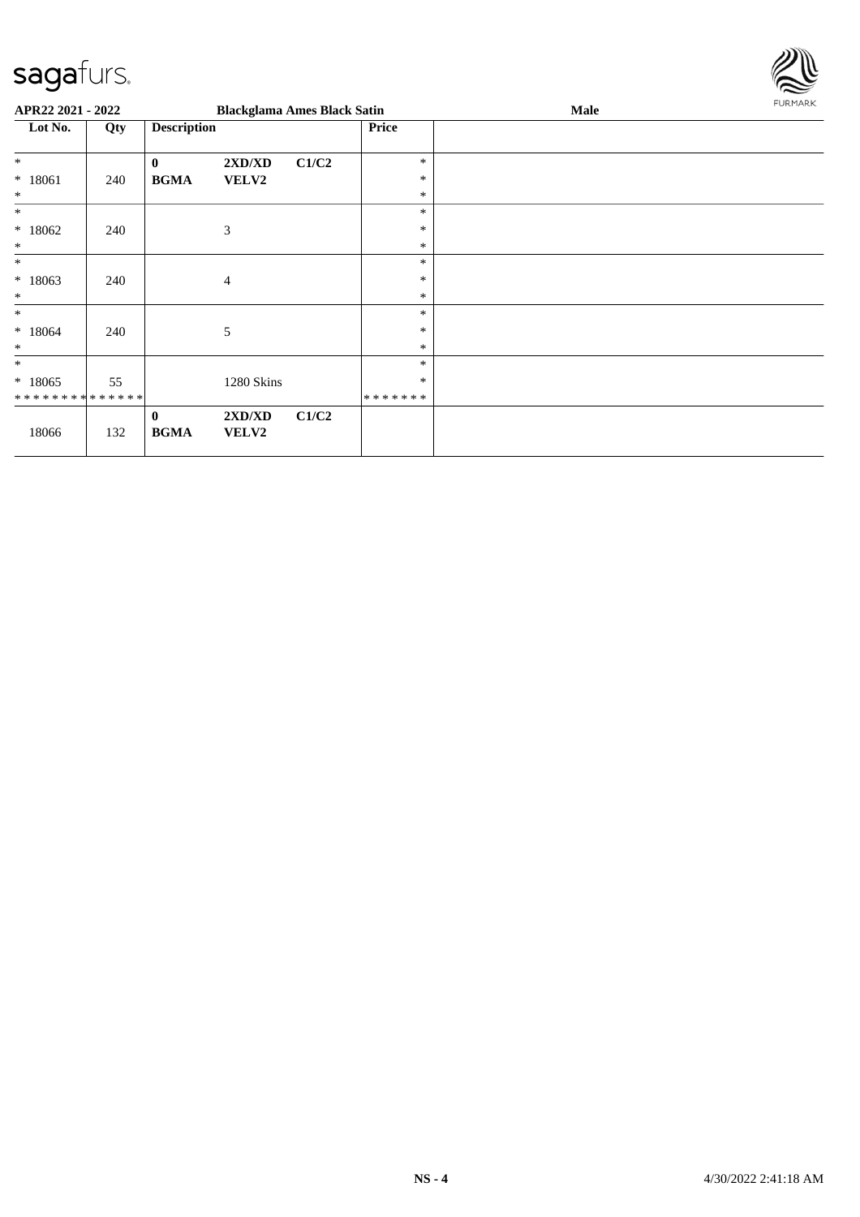APR22 2021 - 2022 | Blackglama Ames Black Satin | Male

| Lot No. | Qty | Description | | | Price | |
|---|---|---|---|---|---|---|
| * | | 0 | 2XD/XD | C1/C2 | * | |
| * 18061 | 240 | BGMA | VELV2 | | * | |
| * | | | | | * | |
| * | | | | | * | |
| * 18062 | 240 | | 3 | | * | |
| * | | | | | * | |
| * | | | | | * | |
| * 18063 | 240 | | 4 | | * | |
| * | | | | | * | |
| * | | | | | * | |
| * 18064 | 240 | | 5 | | * | |
| * | | | | | * | |
| * | | | | | * | |
| * 18065 | 55 | | 1280 Skins | | * | |
| * * * * * * * * * * * * * * | | | | | * * * * * * * | |
| 18066 | 132 | 0 BGMA | 2XD/XD VELV2 | C1/C2 | | |

NS - 4 | 4/30/2022 2:41:18 AM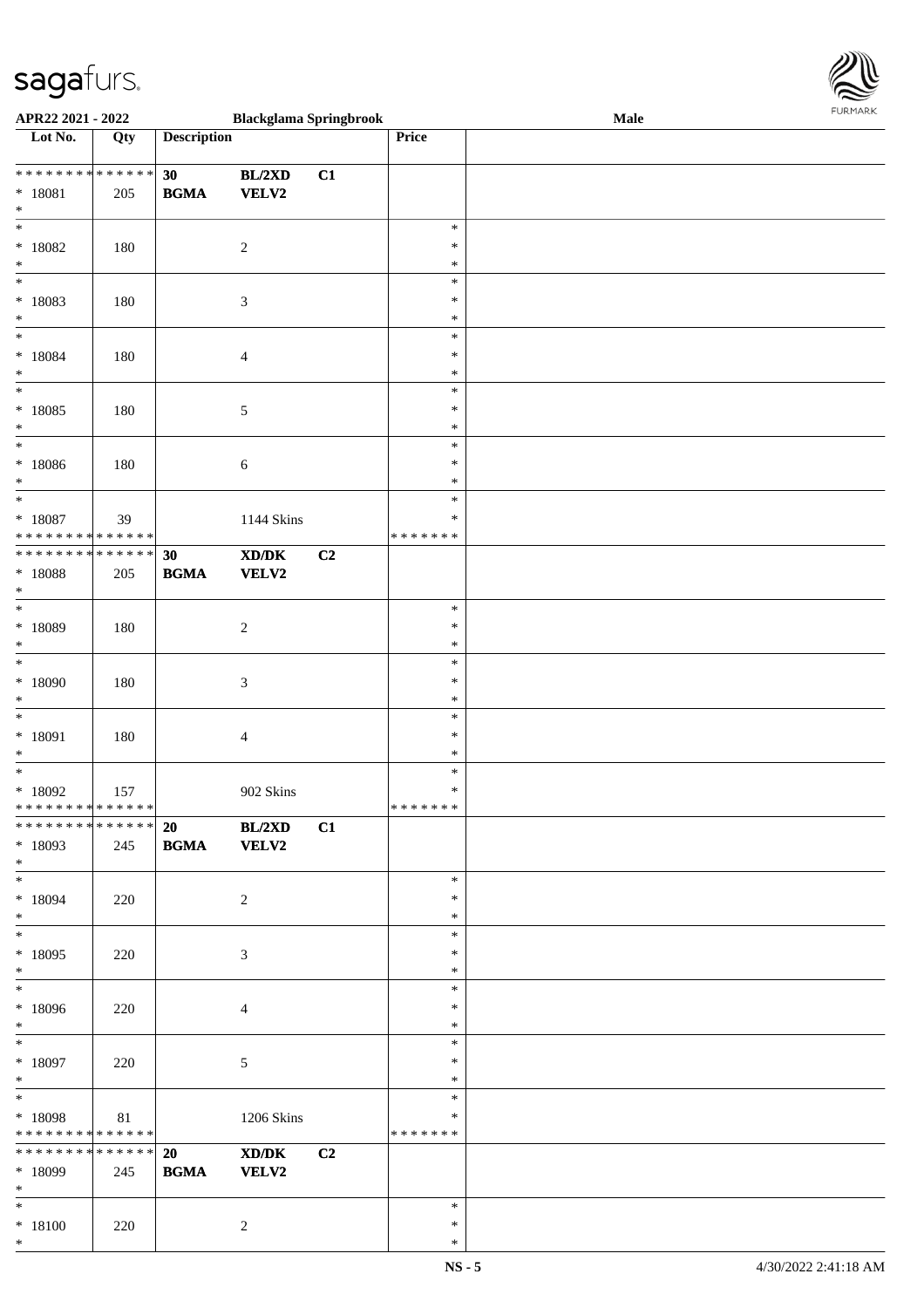APR22 2021 - 2022 — Blackglama Springbrook — Male

| Lot No. | Qty | Description | | | Price | |
|---|---|---|---|---|---|---|
| * * * * * * * * * * * * * * | | 30 | BL/2XD | C1 | | |
| * 18081 | 205 | BGMA | VELV2 | | | |
| * | | | | | | |
| * 18082 | 180 | | 2 | | * | |
| * 18083 | 180 | | 3 | | * | |
| * 18084 | 180 | | 4 | | * | |
| * 18085 | 180 | | 5 | | * | |
| * 18086 | 180 | | 6 | | * | |
| * 18087 | 39 | | 1144 Skins | | * | |
| * * * * * * * * * * * * * * | | | | | * * * * * * * | |
| * * * * * * * * * * * * * * | | 30 | XD/DK | C2 | | |
| * 18088 | 205 | BGMA | VELV2 | | | |
| * 18089 | 180 | | 2 | | * | |
| * 18090 | 180 | | 3 | | * | |
| * 18091 | 180 | | 4 | | * | |
| * 18092 | 157 | | 902 Skins | | * | |
| * * * * * * * * * * * * * * | | | | | * * * * * * * | |
| * * * * * * * * * * * * * * | | 20 | BL/2XD | C1 | | |
| * 18093 | 245 | BGMA | VELV2 | | | |
| * 18094 | 220 | | 2 | | * | |
| * 18095 | 220 | | 3 | | * | |
| * 18096 | 220 | | 4 | | * | |
| * 18097 | 220 | | 5 | | * | |
| * 18098 | 81 | | 1206 Skins | | * | |
| * * * * * * * * * * * * * * | | | | | * * * * * * * | |
| * * * * * * * * * * * * * * | | 20 | XD/DK | C2 | | |
| * 18099 | 245 | BGMA | VELV2 | | | |
| * 18100 | 220 | | 2 | | * | |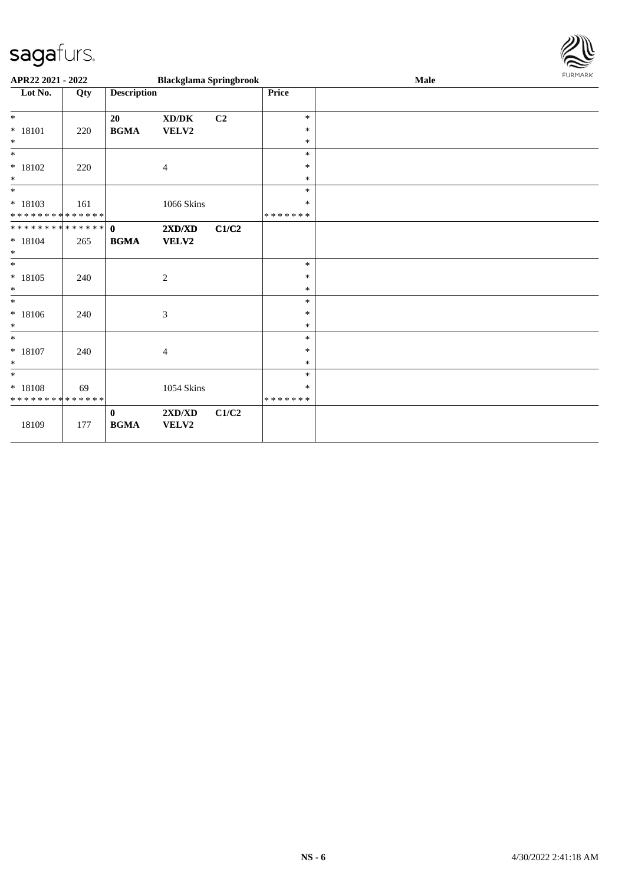| Lot No. | Qty | Description | | | Price | |
|---|---|---|---|---|---|---|
| * | | 20 | XD/DK | C2 | * | |
| * 18101 | 220 | BGMA | VELV2 | | * | |
| * | | | | | * | |
| * | | | | | * | |
| * 18102 | 220 | | 4 | | * | |
| * | | | | | * | |
| * | | | | | * | |
| * 18103 | 161 | | 1066 Skins | | * | |
| * * * * * * * * * * * * * * | | | | | * * * * * * * | |
| * * * * * * * * * * * * * * | | 0 | 2XD/XD | C1/C2 | | |
| * 18104 | 265 | BGMA | VELV2 | | | |
| * | | | | | | |
| * | | | | | * | |
| * 18105 | 240 | | 2 | | * | |
| * | | | | | * | |
| * | | | | | * | |
| * 18106 | 240 | | 3 | | * | |
| * | | | | | * | |
| * | | | | | * | |
| * 18107 | 240 | | 4 | | * | |
| * | | | | | * | |
| * | | | | | * | |
| * 18108 | 69 | | 1054 Skins | | * | |
| * * * * * * * * * * * * * * | | | | | * * * * * * * | |
| | | 0 | 2XD/XD | C1/C2 | | |
| 18109 | 177 | BGMA | VELV2 | | | |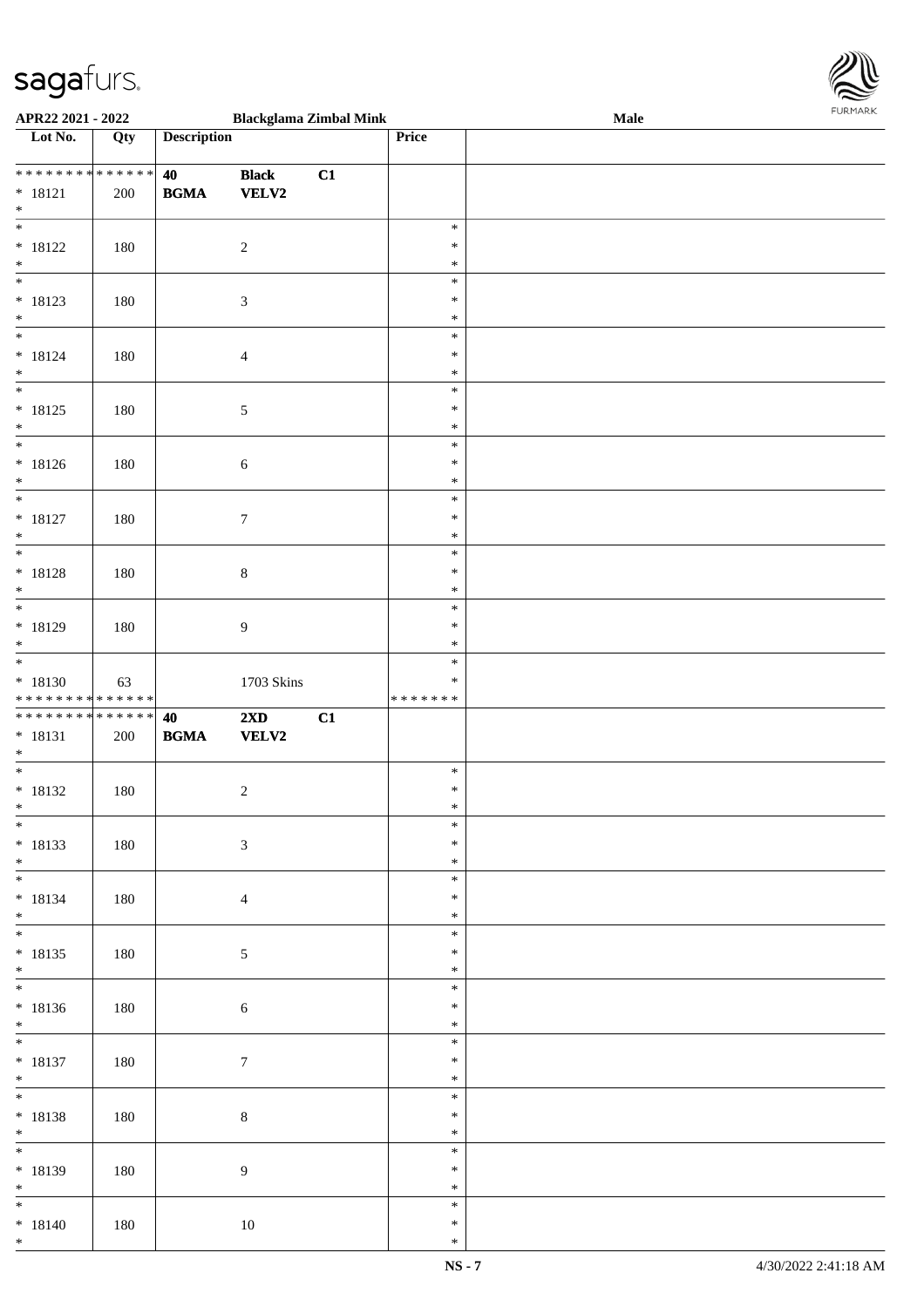**APR22 2021 - 2022** **Blackglama Zimbal Mink** **Male**

| Lot No. | Qty | Description | | | Price | |
|---|---|---|---|---|---|---|
| ************** | | **40** | **Black** | **C1** | | |
| * 18121 | 200 | **BGMA** | **VELV2** | | | |
| * | | | | | | |
| * 18122 | 180 | | 2 | | * * * | |
| * 18123 | 180 | | 3 | | * * * | |
| * 18124 | 180 | | 4 | | * * * | |
| * 18125 | 180 | | 5 | | * * * | |
| * 18126 | 180 | | 6 | | * * * | |
| * 18127 | 180 | | 7 | | * * * | |
| * 18128 | 180 | | 8 | | * * * | |
| * 18129 | 180 | | 9 | | * * * | |
| * 18130 | 63 | | 1703 Skins | | * * | |
| ************** | | | | | ******* | |
| ************** | | **40** | **2XD** | **C1** | | |
| * 18131 | 200 | **BGMA** | **VELV2** | | | |
| * | | | | | | |
| * 18132 | 180 | | 2 | | * * * | |
| * 18133 | 180 | | 3 | | * * * | |
| * 18134 | 180 | | 4 | | * * * | |
| * 18135 | 180 | | 5 | | * * * | |
| * 18136 | 180 | | 6 | | * * * | |
| * 18137 | 180 | | 7 | | * * * | |
| * 18138 | 180 | | 8 | | * * * | |
| * 18139 | 180 | | 9 | | * * * | |
| * 18140 | 180 | | 10 | | * * * | |
| * | | | | | | |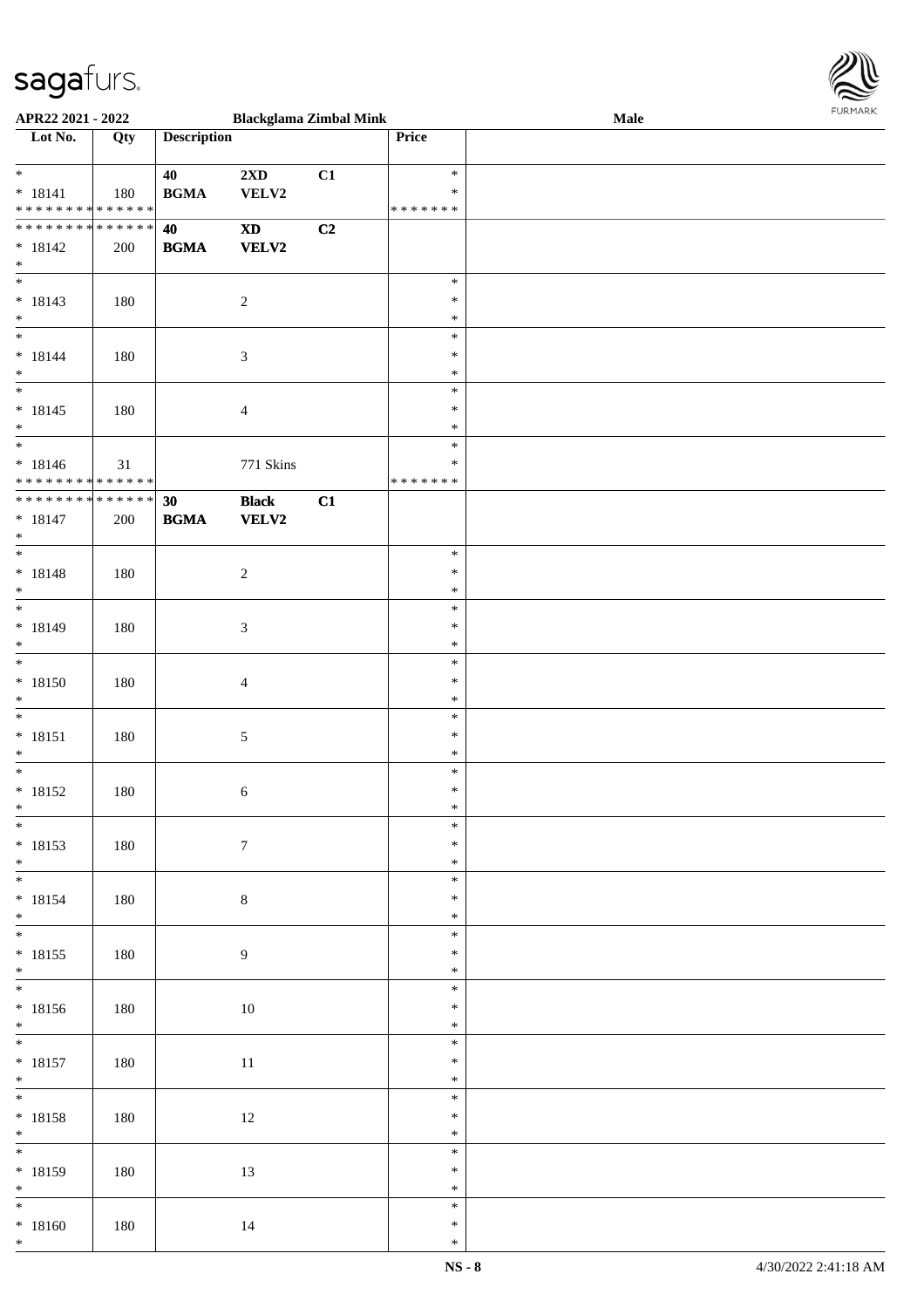**APR22 2021 - 2022** **Blackglama Zimbal Mink** **Male**

| Lot No. | Qty | Description | | | Price | |
|---|---|---|---|---|---|---|
| * | | **40** | **2XD** | **C1** | * | |
| * 18141 | 180 | **BGMA** | **VELV2** | | * | |
| * * * * * * * * * * * * * * | | | | | * * * * * * * | |
| * * * * * * * * * * * * * * | | **40** | **XD** | **C2** | | |
| * 18142 | 200 | **BGMA** | **VELV2** | | | |
| * | | | | | | |
| * | | | | | * | |
| * 18143 | 180 | | 2 | | * | |
| * | | | | | * | |
| * | | | | | * | |
| * 18144 | 180 | | 3 | | * | |
| * | | | | | * | |
| * | | | | | * | |
| * 18145 | 180 | | 4 | | * | |
| * | | | | | * | |
| * | | | | | * | |
| * 18146 | 31 | | 771 Skins | | * | |
| * * * * * * * * * * * * * * | | | | | * * * * * * * | |
| * * * * * * * * * * * * * * | | **30** | **Black** | **C1** | | |
| * 18147 | 200 | **BGMA** | **VELV2** | | | |
| * | | | | | | |
| * | | | | | * | |
| * 18148 | 180 | | 2 | | * | |
| * | | | | | * | |
| * | | | | | * | |
| * 18149 | 180 | | 3 | | * | |
| * | | | | | * | |
| * | | | | | * | |
| * 18150 | 180 | | 4 | | * | |
| * | | | | | * | |
| * | | | | | * | |
| * 18151 | 180 | | 5 | | * | |
| * | | | | | * | |
| * | | | | | * | |
| * 18152 | 180 | | 6 | | * | |
| * | | | | | * | |
| * | | | | | * | |
| * 18153 | 180 | | 7 | | * | |
| * | | | | | * | |
| * | | | | | * | |
| * 18154 | 180 | | 8 | | * | |
| * | | | | | * | |
| * | | | | | * | |
| * 18155 | 180 | | 9 | | * | |
| * | | | | | * | |
| * | | | | | * | |
| * 18156 | 180 | | 10 | | * | |
| * | | | | | * | |
| * | | | | | * | |
| * 18157 | 180 | | 11 | | * | |
| * | | | | | * | |
| * | | | | | * | |
| * 18158 | 180 | | 12 | | * | |
| * | | | | | * | |
| * | | | | | * | |
| * 18159 | 180 | | 13 | | * | |
| * | | | | | * | |
| * | | | | | * | |
| * 18160 | 180 | | 14 | | * | |
| * | | | | | * | |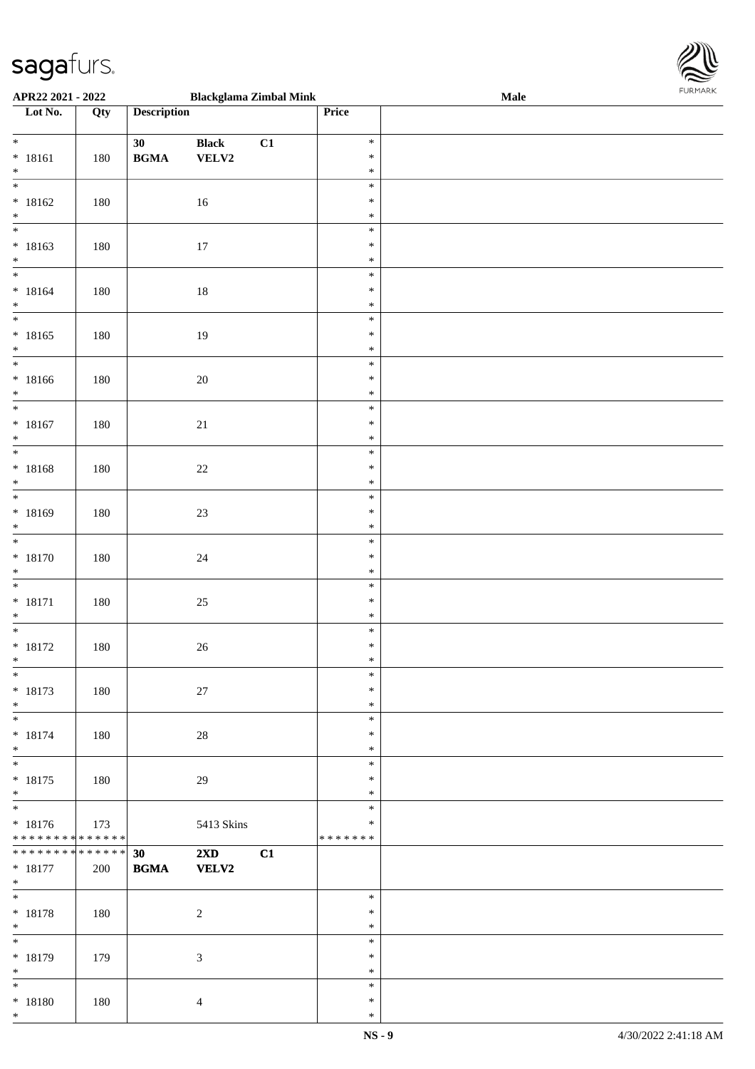APR22 2021 - 2022 Blackglama Zimbal Mink Male

| Lot No. | Qty | Description | | | Price | |
|---|---|---|---|---|---|---|
| * 18161 * | 180 | 30 BGMA | Black VELV2 | C1 | * * * | |
| * 18162 * | 180 | | 16 | | * * * | |
| * 18163 * | 180 | | 17 | | * * * | |
| * 18164 * | 180 | | 18 | | * * * | |
| * 18165 * | 180 | | 19 | | * * * | |
| * 18166 * | 180 | | 20 | | * * * | |
| * 18167 * | 180 | | 21 | | * * * | |
| * 18168 * | 180 | | 22 | | * * * | |
| * 18169 * | 180 | | 23 | | * * * | |
| * 18170 * | 180 | | 24 | | * * * | |
| * 18171 * | 180 | | 25 | | * * * | |
| * 18172 * | 180 | | 26 | | * * * | |
| * 18173 * | 180 | | 27 | | * * * | |
| * 18174 * | 180 | | 28 | | * * * | |
| * 18175 * | 180 | | 29 | | * * * | |
| * 18176 * * * * * * * * * * * * * * | 173 | | 5413 Skins | | * * * * * * * * * | |
| * * * * * * * * * * * * * * 18177 * | 200 | 30 BGMA | 2XD VELV2 | C1 | | |
| * 18178 * | 180 | | 2 | | * * * | |
| * 18179 * | 179 | | 3 | | * * * | |
| * 18180 * | 180 | | 4 | | * * * | |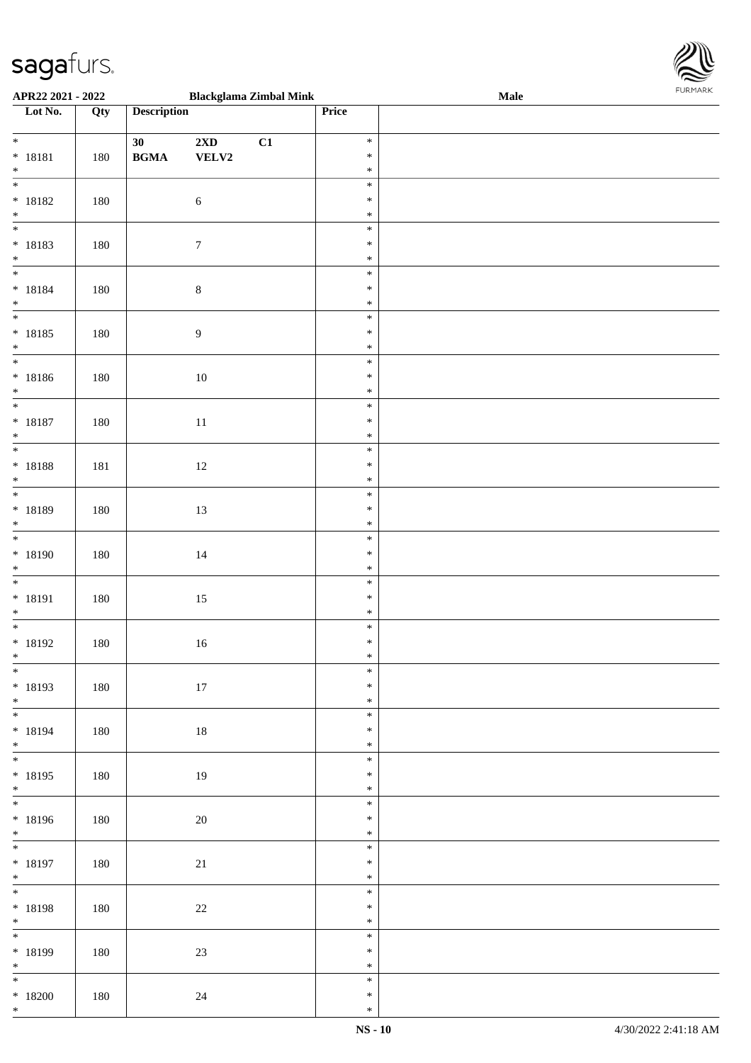APR22 2021 - 2022 | Blackglama Zimbal Mink | Male

| Lot No. | Qty | Description | Price | |
|---|---|---|---|---|
| * 18181 * | 180 | 30 BGMA 2XD VELV2 C1 | * * * | |
| * 18182 * | 180 | 6 | * * * | |
| * 18183 * | 180 | 7 | * * * | |
| * 18184 * | 180 | 8 | * * * | |
| * 18185 * | 180 | 9 | * * * | |
| * 18186 * | 180 | 10 | * * * | |
| * 18187 * | 180 | 11 | * * * | |
| * 18188 * | 181 | 12 | * * * | |
| * 18189 * | 180 | 13 | * * * | |
| * 18190 * | 180 | 14 | * * * | |
| * 18191 * | 180 | 15 | * * * | |
| * 18192 * | 180 | 16 | * * * | |
| * 18193 * | 180 | 17 | * * * | |
| * 18194 * | 180 | 18 | * * * | |
| * 18195 * | 180 | 19 | * * * | |
| * 18196 * | 180 | 20 | * * * | |
| * 18197 * | 180 | 21 | * * * | |
| * 18198 * | 180 | 22 | * * * | |
| * 18199 * | 180 | 23 | * * * | |
| * 18200 * | 180 | 24 | * * * | |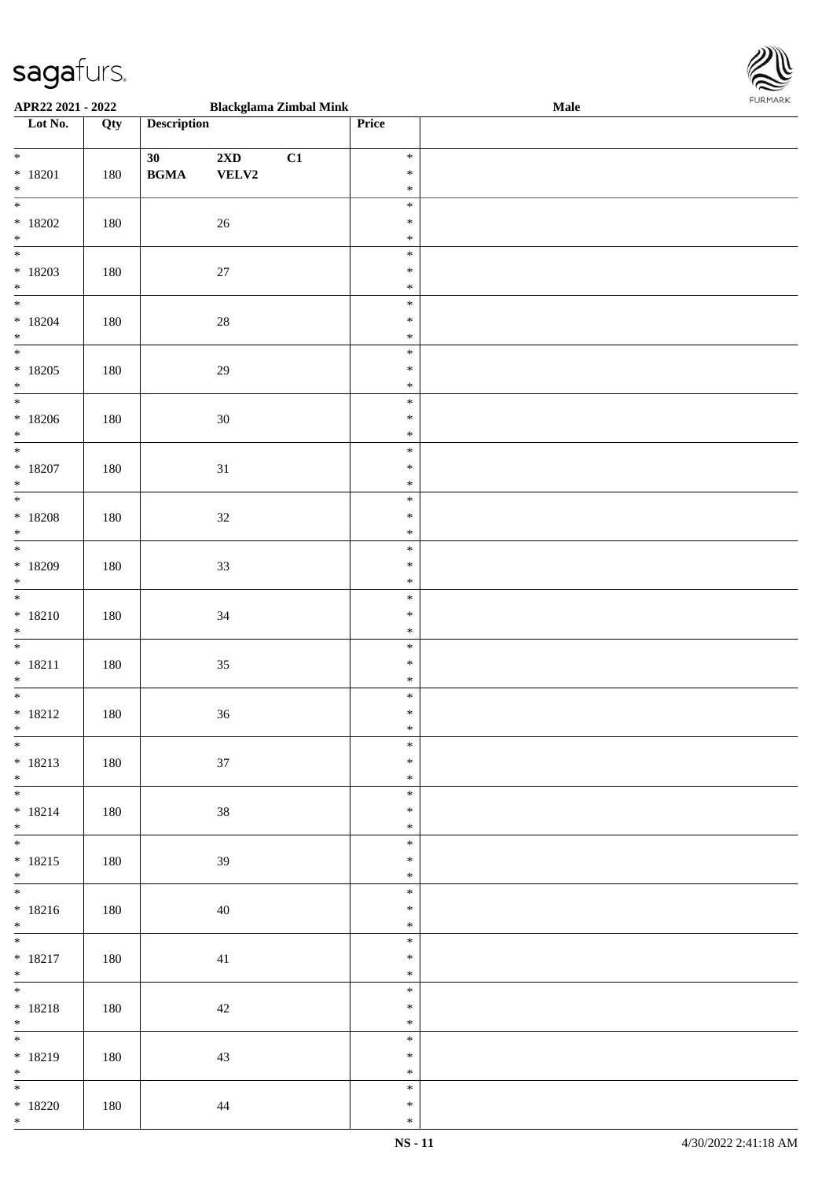**APR22 2021 - 2022** **Blackglama Zimbal Mink** **Male**

| Lot No. | Qty | Description | | | Price | |
|---|---|---|---|---|---|---|
| * 18201 * | 180 | 30 BGMA | 2XD VELV2 | C1 | * * * | |
| * 18202 * | 180 | | 26 | | * * * | |
| * 18203 * | 180 | | 27 | | * * * | |
| * 18204 * | 180 | | 28 | | * * * | |
| * 18205 * | 180 | | 29 | | * * * | |
| * 18206 * | 180 | | 30 | | * * * | |
| * 18207 * | 180 | | 31 | | * * * | |
| * 18208 * | 180 | | 32 | | * * * | |
| * 18209 * | 180 | | 33 | | * * * | |
| * 18210 * | 180 | | 34 | | * * * | |
| * 18211 * | 180 | | 35 | | * * * | |
| * 18212 * | 180 | | 36 | | * * * | |
| * 18213 * | 180 | | 37 | | * * * | |
| * 18214 * | 180 | | 38 | | * * * | |
| * 18215 * | 180 | | 39 | | * * * | |
| * 18216 * | 180 | | 40 | | * * * | |
| * 18217 * | 180 | | 41 | | * * * | |
| * 18218 * | 180 | | 42 | | * * * | |
| * 18219 * | 180 | | 43 | | * * * | |
| * 18220 * | 180 | | 44 | | * * * | |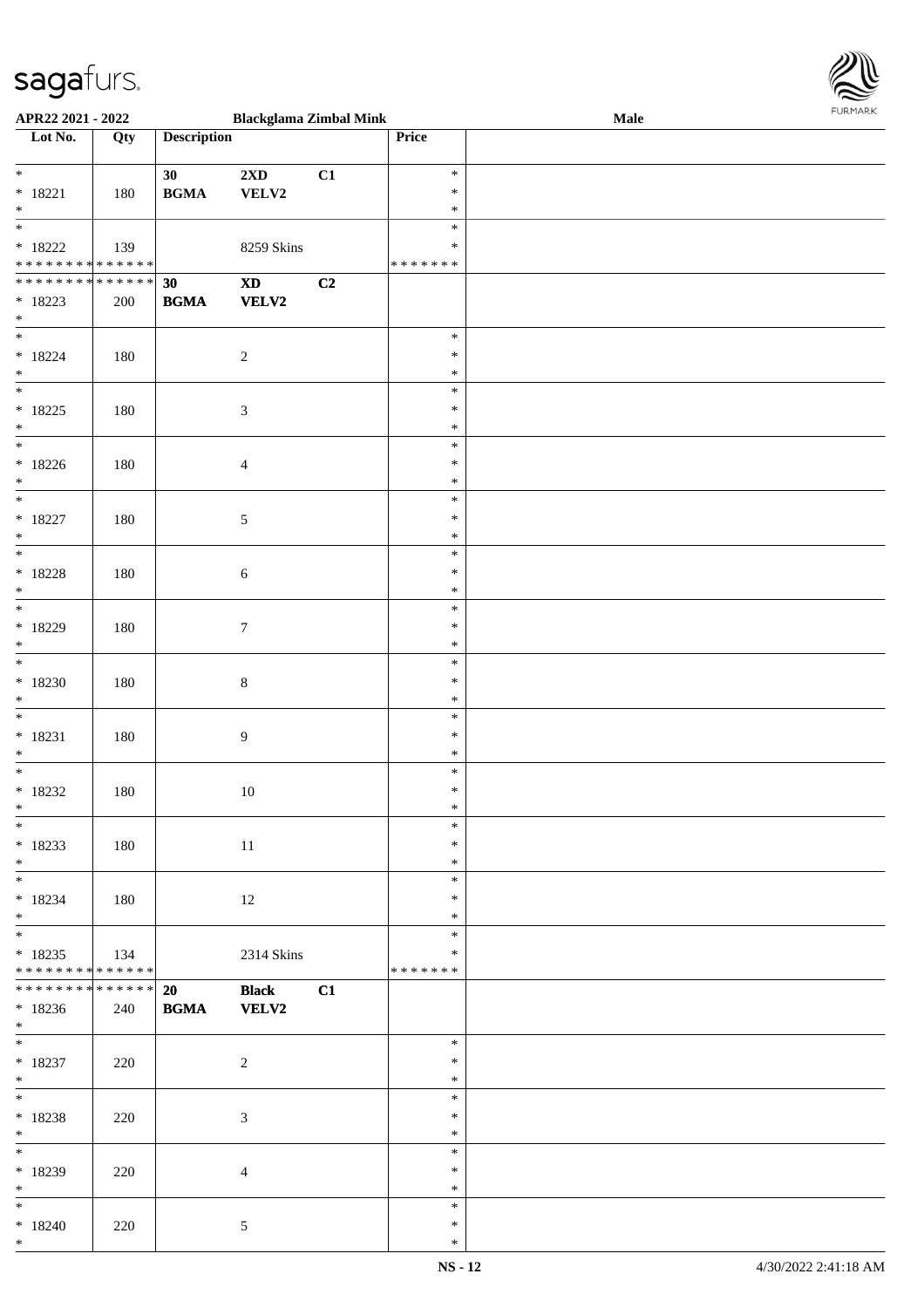APR22 2021 - 2022 | Blackglama Zimbal Mink | Male

| Lot No. | Qty | Description | | | Price | |
|---|---|---|---|---|---|---|
| * <br> * 18221 <br> * | 180 | 30 <br> **BGMA** | **2XD** <br> **VELV2** | **C1** | * <br> * <br> * | |
| * <br> * 18222 <br> * * * * * * * * * * * * * * | 139 | | 8259 Skins | | * <br> * <br> * * * * * * * | |
| * * * * * * * * * * * * * * <br> * 18223 <br> * | 200 | 30 <br> **BGMA** | **XD** <br> **VELV2** | **C2** | | |
| * <br> * 18224 <br> * | 180 | | 2 | | * <br> * <br> * | |
| * <br> * 18225 <br> * | 180 | | 3 | | * <br> * <br> * | |
| * <br> * 18226 <br> * | 180 | | 4 | | * <br> * <br> * | |
| * <br> * 18227 <br> * | 180 | | 5 | | * <br> * <br> * | |
| * <br> * 18228 <br> * | 180 | | 6 | | * <br> * <br> * | |
| * <br> * 18229 <br> * | 180 | | 7 | | * <br> * <br> * | |
| * <br> * 18230 <br> * | 180 | | 8 | | * <br> * <br> * | |
| * <br> * 18231 <br> * | 180 | | 9 | | * <br> * <br> * | |
| * <br> * 18232 <br> * | 180 | | 10 | | * <br> * <br> * | |
| * <br> * 18233 <br> * | 180 | | 11 | | * <br> * <br> * | |
| * <br> * 18234 <br> * | 180 | | 12 | | * <br> * <br> * | |
| * <br> * 18235 <br> * * * * * * * * * * * * * * | 134 | | 2314 Skins | | * <br> * <br> * * * * * * * | |
| * * * * * * * * * * * * * * <br> * 18236 <br> * | 240 | 20 <br> **BGMA** | **Black** <br> **VELV2** | **C1** | | |
| * <br> * 18237 <br> * | 220 | | 2 | | * <br> * <br> * | |
| * <br> * 18238 <br> * | 220 | | 3 | | * <br> * <br> * | |
| * <br> * 18239 <br> * | 220 | | 4 | | * <br> * <br> * | |
| * <br> * 18240 <br> * | 220 | | 5 | | * <br> * <br> * | |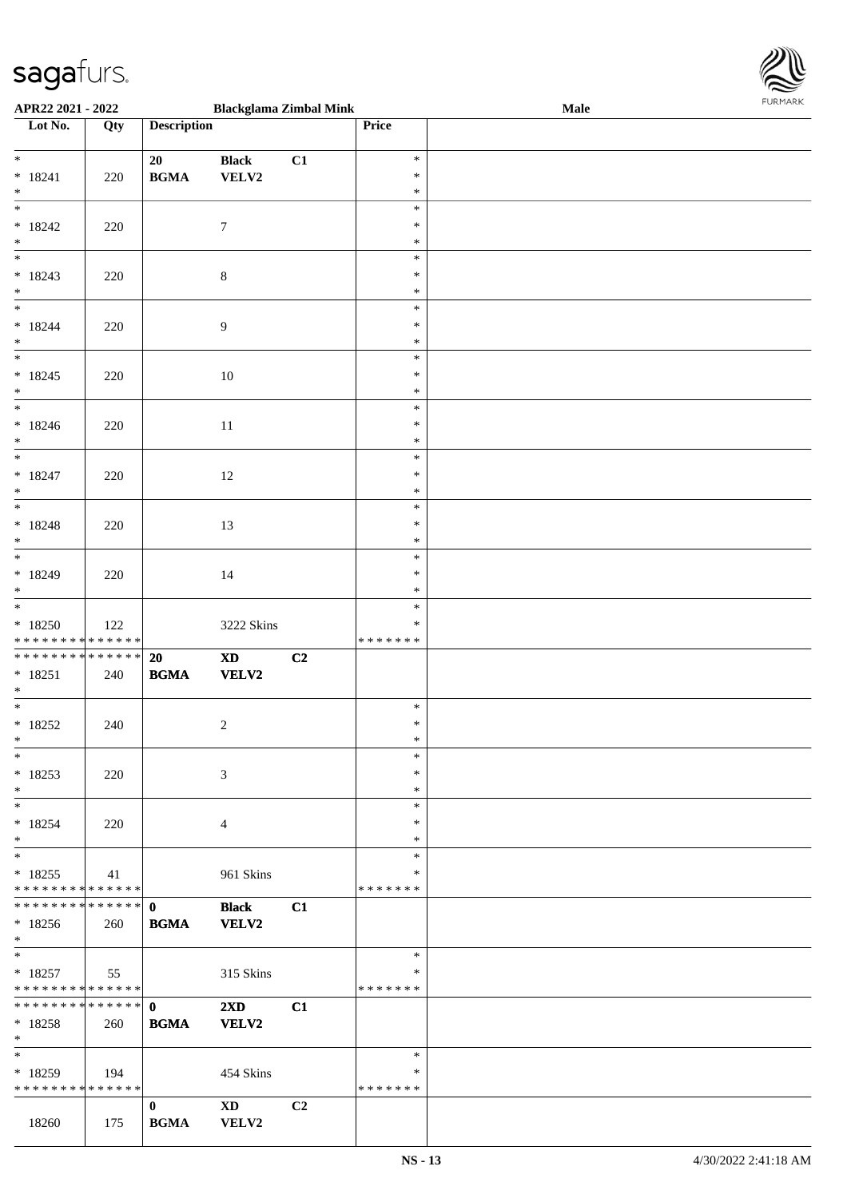APR22 2021 - 2022 | Blackglama Zimbal Mink | Male

| Lot No. | Qty | Description | | | Price | |
|---|---|---|---|---|---|---|
| * <br> * 18241 <br> * | 220 | 20 <br> **BGMA** | **Black** <br> **VELV2** | **C1** | * <br> * <br> * | |
| * <br> * 18242 <br> * | 220 | | 7 | | * <br> * <br> * | |
| * <br> * 18243 <br> * | 220 | | 8 | | * <br> * <br> * | |
| * <br> * 18244 <br> * | 220 | | 9 | | * <br> * <br> * | |
| * <br> * 18245 <br> * | 220 | | 10 | | * <br> * <br> * | |
| * <br> * 18246 <br> * | 220 | | 11 | | * <br> * <br> * | |
| * <br> * 18247 <br> * | 220 | | 12 | | * <br> * <br> * | |
| * <br> * 18248 <br> * | 220 | | 13 | | * <br> * <br> * | |
| * <br> * 18249 <br> * | 220 | | 14 | | * <br> * <br> * | |
| * <br> * 18250 <br> * * * * * * * * * * * * * * | 122 | | 3222 Skins | | * <br> * <br> * * * * * * * | |
| * * * * * * * * * * * * * * <br> * 18251 <br> * | 240 | **20** <br> **BGMA** | **XD** <br> **VELV2** | **C2** | | |
| * <br> * 18252 <br> * | 240 | | 2 | | * <br> * <br> * | |
| * <br> * 18253 <br> * | 220 | | 3 | | * <br> * <br> * | |
| * <br> * 18254 <br> * | 220 | | 4 | | * <br> * <br> * | |
| * <br> * 18255 <br> * * * * * * * * * * * * * * | 41 | | 961 Skins | | * <br> * <br> * * * * * * * | |
| * * * * * * * * * * * * * * <br> * 18256 <br> * | 260 | **0** <br> **BGMA** | **Black** <br> **VELV2** | **C1** | | |
| * <br> * 18257 <br> * * * * * * * * * * * * * * | 55 | | 315 Skins | | * <br> * <br> * * * * * * * | |
| * * * * * * * * * * * * * * <br> * 18258 <br> * | 260 | **0** <br> **BGMA** | **2XD** <br> **VELV2** | **C1** | | |
| * <br> * 18259 <br> * * * * * * * * * * * * * * | 194 | | 454 Skins | | * <br> * <br> * * * * * * * | |
| 18260 | 175 | **0** <br> **BGMA** | **XD** <br> **VELV2** | **C2** | | |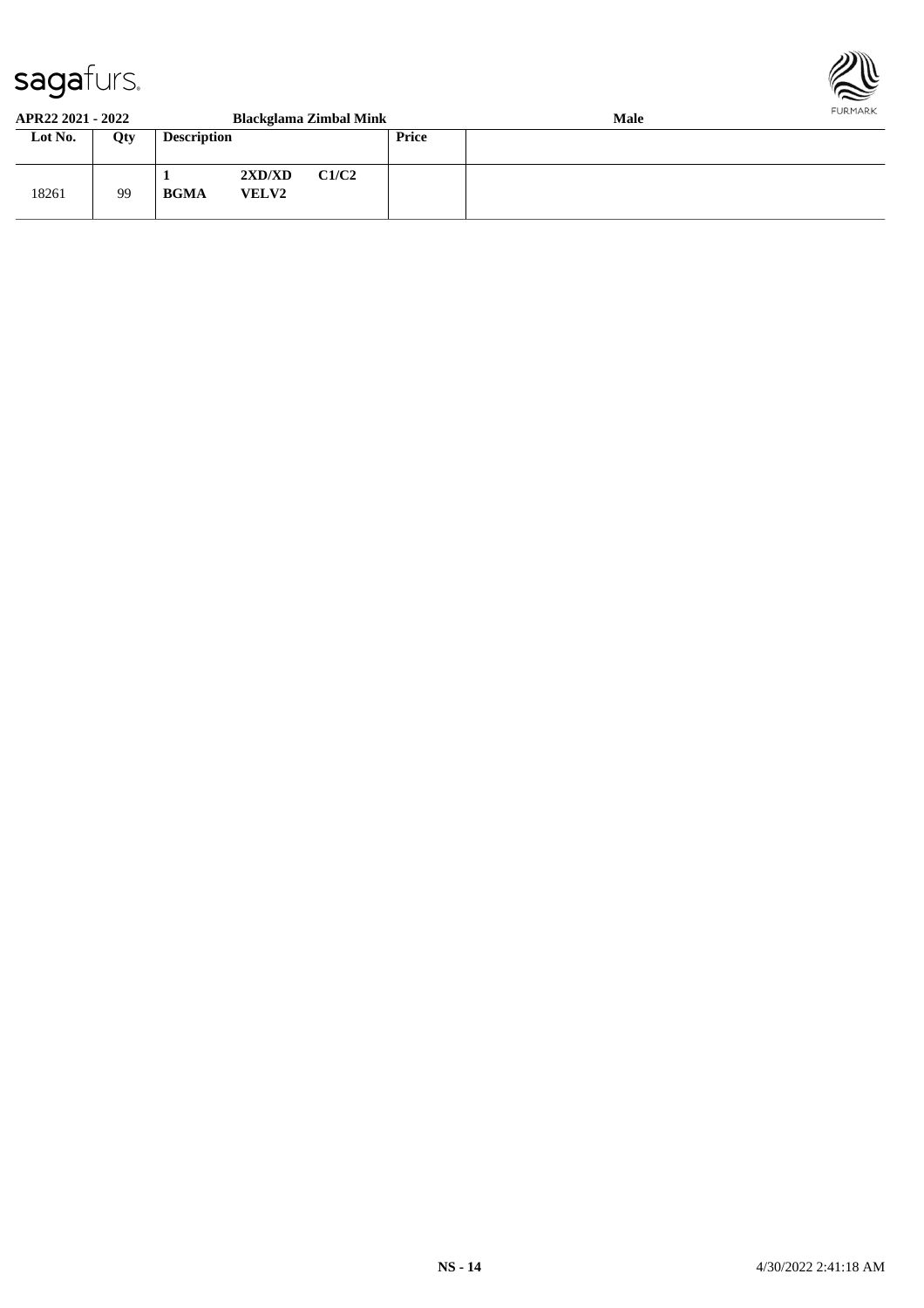**APR22 2021 - 2022** **Blackglama Zimbal Mink** **Male**

| Lot No. | Qty | Description | | | Price | |
|---|---|---|---|---|---|---|
| 18261 | 99 | **1** **BGMA** | **2XD/XD** **VELV2** | **C1/C2** | | |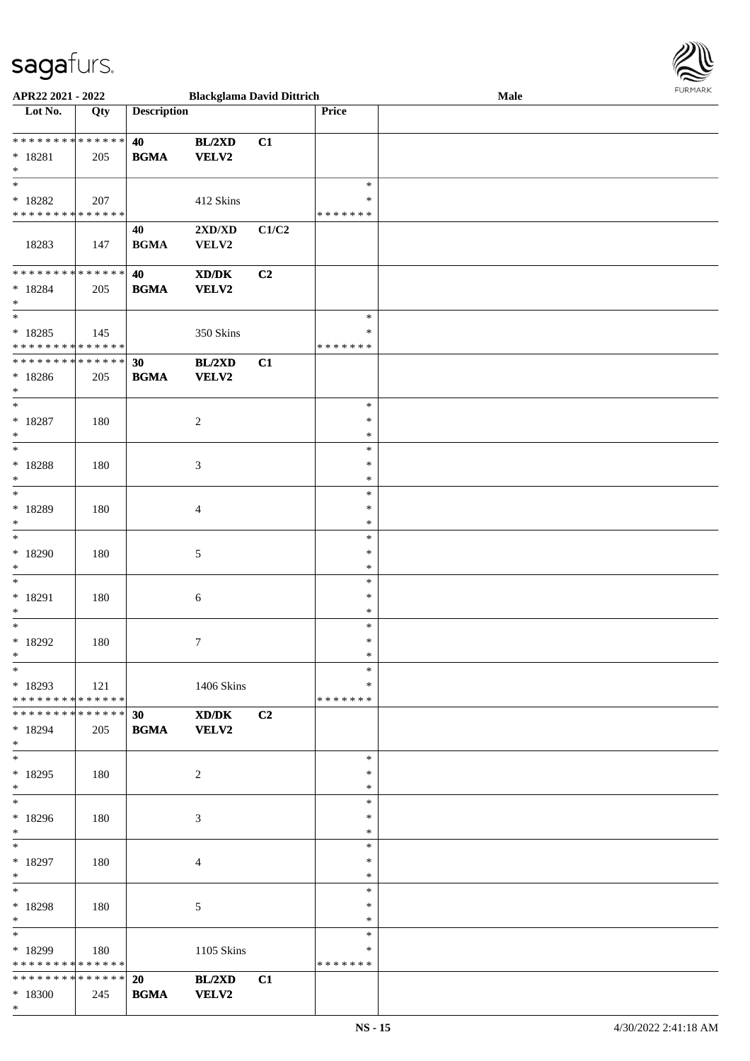| Lot No. | Qty | Description | | | Price | |
|---|---|---|---|---|---|---|
| * * * * * * * * * * * * * * | 40 | BL/2XD | C1 | | | |
| * 18281 | 205 | BGMA | VELV2 | | | |
| * | | | | | | |
| * | | | | | * | |
| * 18282 | 207 | | 412 Skins | | * | |
| * * * * * * * * * * * * * * | | | | | * * * * * * * | |
| | | 40 | 2XD/XD | C1/C2 | | |
| 18283 | 147 | BGMA | VELV2 | | | |
| * * * * * * * * * * * * * * | | 40 | XD/DK | C2 | | |
| * 18284 | 205 | BGMA | VELV2 | | | |
| * | | | | | | |
| * | | | | | * | |
| * 18285 | 145 | | 350 Skins | | * | |
| * * * * * * * * * * * * * * | | | | | * * * * * * * | |
| * * * * * * * * * * * * * * | | 30 | BL/2XD | C1 | | |
| * 18286 | 205 | BGMA | VELV2 | | | |
| * | | | | | | |
| * | | | | | * | |
| * 18287 | 180 | | 2 | | * | |
| * | | | | | * | |
| * | | | | | * | |
| * 18288 | 180 | | 3 | | * | |
| * | | | | | * | |
| * | | | | | * | |
| * 18289 | 180 | | 4 | | * | |
| * | | | | | * | |
| * | | | | | * | |
| * 18290 | 180 | | 5 | | * | |
| * | | | | | * | |
| * | | | | | * | |
| * 18291 | 180 | | 6 | | * | |
| * | | | | | * | |
| * | | | | | * | |
| * 18292 | 180 | | 7 | | * | |
| * | | | | | * | |
| * | | | | | * | |
| * 18293 | 121 | | 1406 Skins | | * | |
| * * * * * * * * * * * * * * | | | | | * * * * * * * | |
| * * * * * * * * * * * * * * | | 30 | XD/DK | C2 | | |
| * 18294 | 205 | BGMA | VELV2 | | | |
| * | | | | | | |
| * | | | | | * | |
| * 18295 | 180 | | 2 | | * | |
| * | | | | | * | |
| * | | | | | * | |
| * 18296 | 180 | | 3 | | * | |
| * | | | | | * | |
| * | | | | | * | |
| * 18297 | 180 | | 4 | | * | |
| * | | | | | * | |
| * | | | | | * | |
| * 18298 | 180 | | 5 | | * | |
| * | | | | | * | |
| * | | | | | * | |
| * 18299 | 180 | | 1105 Skins | | * | |
| * * * * * * * * * * * * * * | | | | | * * * * * * * | |
| * * * * * * * * * * * * * * | | 20 | BL/2XD | C1 | | |
| * 18300 | 245 | BGMA | VELV2 | | | |
| * | | | | | | |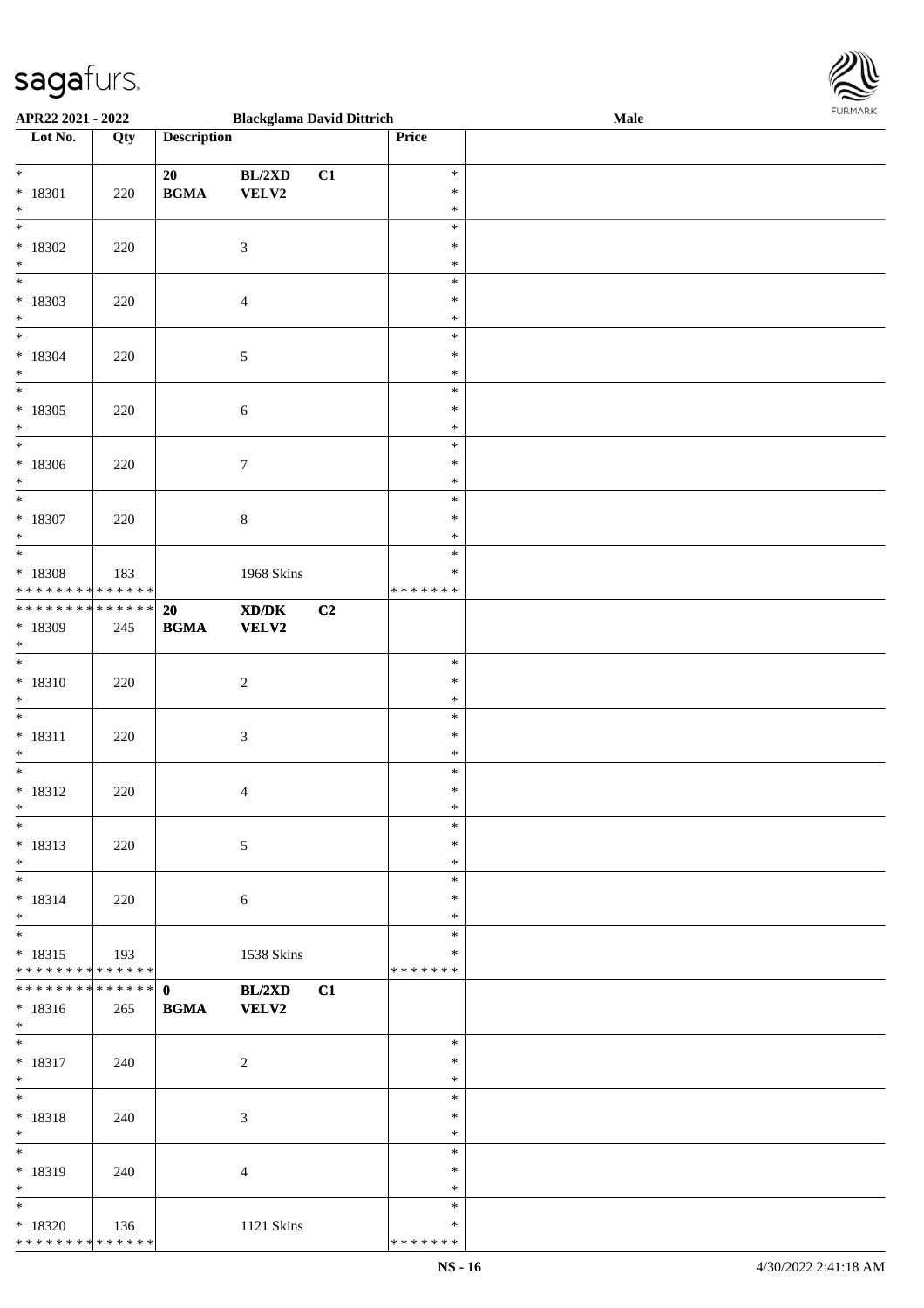APR22 2021 - 2022 | Blackglama David Dittrich | Male

| Lot No. | Qty | Description | | | Price | |
|---|---|---|---|---|---|---|
| * 18301 * | 220 | 20 BGMA | BL/2XD VELV2 | C1 | * * * | |
| * 18302 * | 220 | | 3 | | * * * | |
| * 18303 * | 220 | | 4 | | * * * | |
| * 18304 * | 220 | | 5 | | * * * | |
| * 18305 * | 220 | | 6 | | * * * | |
| * 18306 * | 220 | | 7 | | * * * | |
| * 18307 * | 220 | | 8 | | * * * | |
| * 18308 ************** | 183 | | 1968 Skins | | * ******* | |
| ************** 18309 * | 245 | **20 BGMA** | **XD/DK VELV2** | **C2** | | |
| * 18310 * | 220 | | 2 | | * * * | |
| * 18311 * | 220 | | 3 | | * * * | |
| * 18312 * | 220 | | 4 | | * * * | |
| * 18313 * | 220 | | 5 | | * * * | |
| * 18314 * | 220 | | 6 | | * * * | |
| * 18315 ************** | 193 | | 1538 Skins | | * ******* | |
| ************** 18316 * | 265 | **0 BGMA** | **BL/2XD VELV2** | **C1** | | |
| * 18317 * | 240 | | 2 | | * * * | |
| * 18318 * | 240 | | 3 | | * * * | |
| * 18319 * | 240 | | 4 | | * * * | |
| * 18320 ************** | 136 | | 1121 Skins | | * ******* | |

NS - 16 | 4/30/2022 2:41:18 AM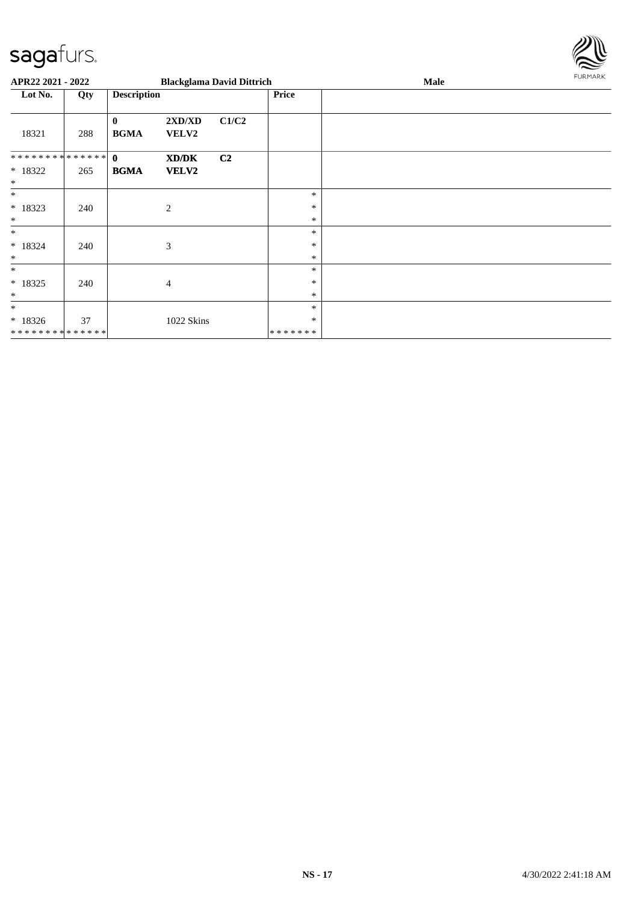**APR22 2021 - 2022** **Blackglama David Dittrich** **Male**

| Lot No. | Qty | Description | | | Price | |
|---|---|---|---|---|---|---|
| 18321 | 288 | **0** **BGMA** | **2XD/XD** **VELV2** | **C1/C2** | | |
| * * * * * * * * * * * * * * 18322 * | 265 | **0** **BGMA** | **XD/DK** **VELV2** | **C2** | | |
| * * 18323 * | 240 | | 2 | | * * * | |
| * * 18324 * | 240 | | 3 | | * * * | |
| * * 18325 * | 240 | | 4 | | * * * | |
| * * 18326 * * * * * * * * * * * * * * | 37 | | 1022 Skins | | * * * * * * * * * | |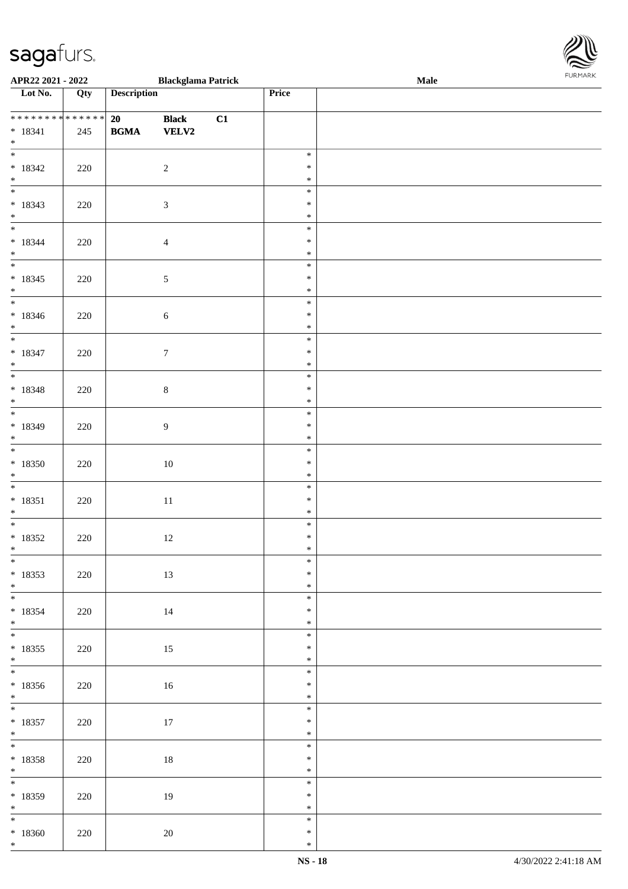APR22 2021 - 2022 — Blackglama Patrick — Male

| Lot No. | Qty | Description | | | Price | |
|---|---|---|---|---|---|---|
| * * * * * * * * * * * * * * * 18341 * | 245 | 20 BGMA | Black VELV2 | C1 | | |
| * * 18342 * | 220 | | 2 | | * * * | |
| * * 18343 * | 220 | | 3 | | * * * | |
| * * 18344 * | 220 | | 4 | | * * * | |
| * * 18345 * | 220 | | 5 | | * * * | |
| * * 18346 * | 220 | | 6 | | * * * | |
| * * 18347 * | 220 | | 7 | | * * * | |
| * * 18348 * | 220 | | 8 | | * * * | |
| * * 18349 * | 220 | | 9 | | * * * | |
| * * 18350 * | 220 | | 10 | | * * * | |
| * * 18351 * | 220 | | 11 | | * * * | |
| * * 18352 * | 220 | | 12 | | * * * | |
| * * 18353 * | 220 | | 13 | | * * * | |
| * * 18354 * | 220 | | 14 | | * * * | |
| * * 18355 * | 220 | | 15 | | * * * | |
| * * 18356 * | 220 | | 16 | | * * * | |
| * * 18357 * | 220 | | 17 | | * * * | |
| * * 18358 * | 220 | | 18 | | * * * | |
| * * 18359 * | 220 | | 19 | | * * * | |
| * * 18360 * | 220 | | 20 | | * * * | |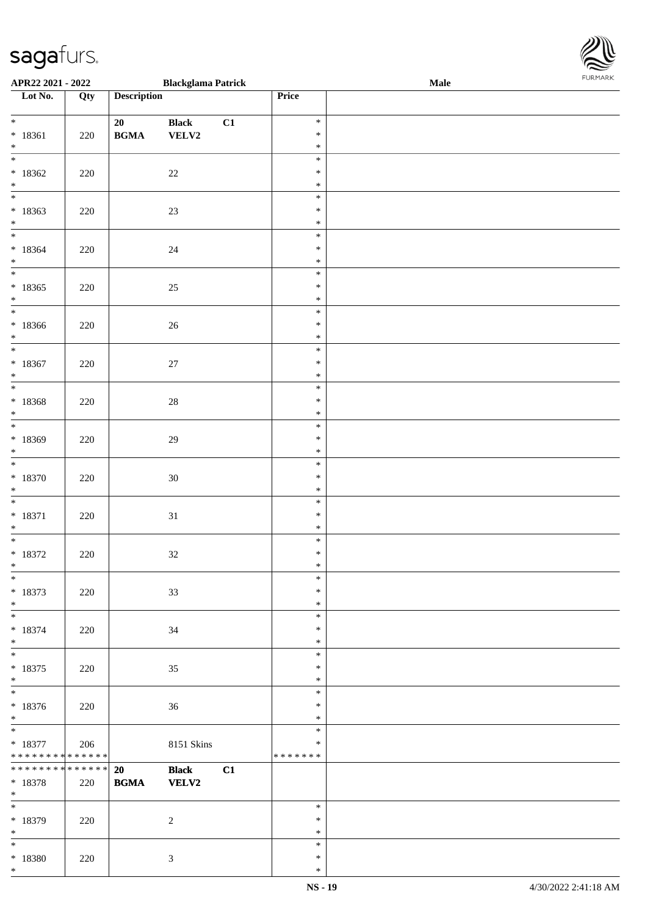APR22 2021 - 2022 Blackglama Patrick Male

| Lot No. | Qty | Description | | | Price | |
|---|---|---|---|---|---|---|
| * | | 20 | Black | C1 | * | |
| * 18361 | 220 | BGMA | VELV2 | | * | |
| * | | | | | * | |
| * | | | | | * | |
| * 18362 | 220 | | 22 | | * | |
| * | | | | | * | |
| * | | | | | * | |
| * 18363 | 220 | | 23 | | * | |
| * | | | | | * | |
| * | | | | | * | |
| * 18364 | 220 | | 24 | | * | |
| * | | | | | * | |
| * | | | | | * | |
| * 18365 | 220 | | 25 | | * | |
| * | | | | | * | |
| * | | | | | * | |
| * 18366 | 220 | | 26 | | * | |
| * | | | | | * | |
| * | | | | | * | |
| * 18367 | 220 | | 27 | | * | |
| * | | | | | * | |
| * | | | | | * | |
| * 18368 | 220 | | 28 | | * | |
| * | | | | | * | |
| * | | | | | * | |
| * 18369 | 220 | | 29 | | * | |
| * | | | | | * | |
| * | | | | | * | |
| * 18370 | 220 | | 30 | | * | |
| * | | | | | * | |
| * | | | | | * | |
| * 18371 | 220 | | 31 | | * | |
| * | | | | | * | |
| * | | | | | * | |
| * 18372 | 220 | | 32 | | * | |
| * | | | | | * | |
| * | | | | | * | |
| * 18373 | 220 | | 33 | | * | |
| * | | | | | * | |
| * | | | | | * | |
| * 18374 | 220 | | 34 | | * | |
| * | | | | | * | |
| * | | | | | * | |
| * 18375 | 220 | | 35 | | * | |
| * | | | | | * | |
| * | | | | | * | |
| * 18376 | 220 | | 36 | | * | |
| * | | | | | * | |
| * | | | | | * | |
| * 18377 | 206 | | 8151 Skins | | * | |
| ************** | | | | | ******* | |
| ************** | | 20 | Black | C1 | | |
| * 18378 | 220 | BGMA | VELV2 | | | |
| * | | | | | | |
| * | | | | | * | |
| * 18379 | 220 | | 2 | | * | |
| * | | | | | * | |
| * | | | | | * | |
| * 18380 | 220 | | 3 | | * | |
| * | | | | | * | |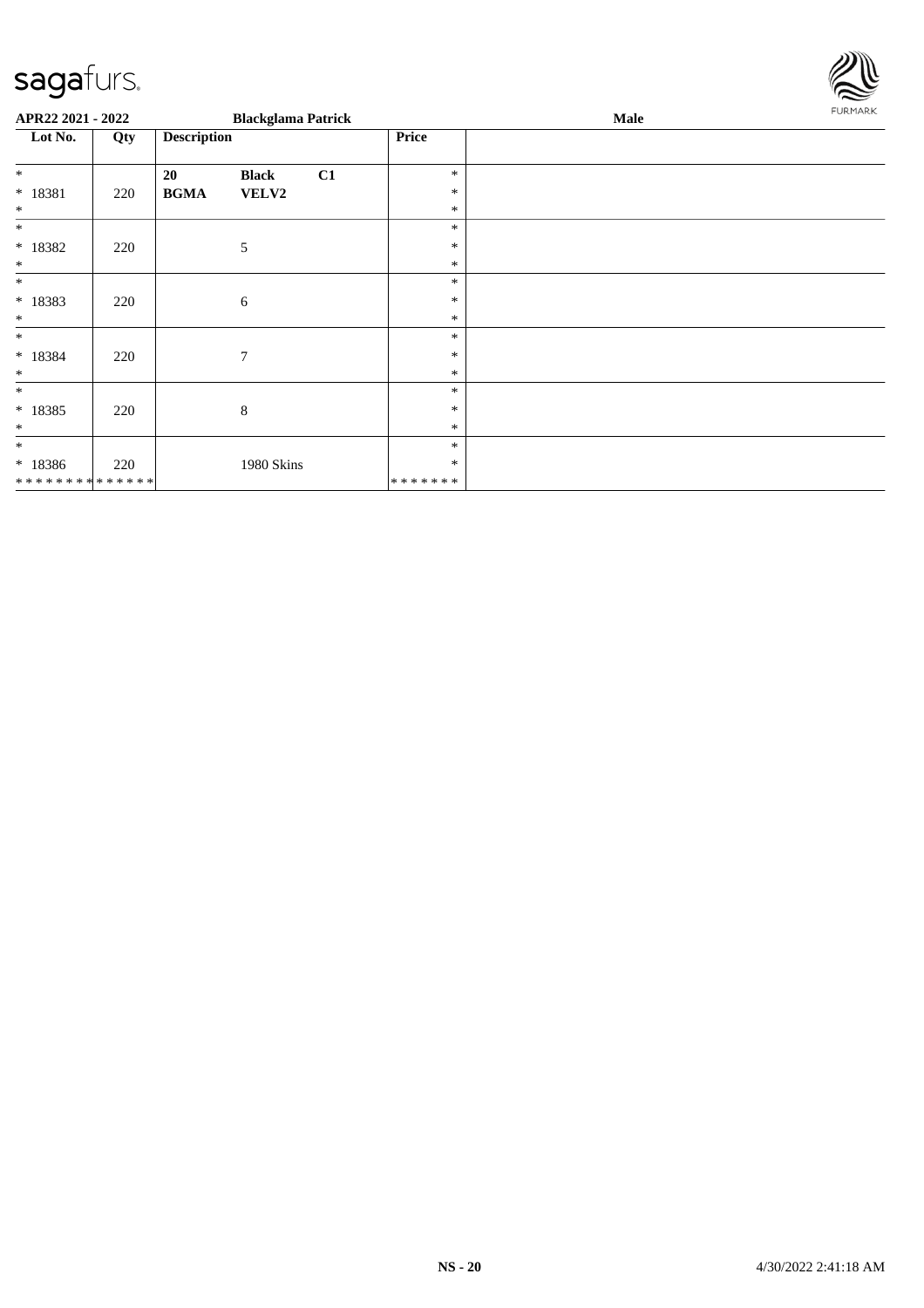| Lot No. | Qty | Description | | | Price | |
|---|---|---|---|---|---|---|
| * | | **20** | **Black** | **C1** | * | |
| * 18381 | 220 | **BGMA** | **VELV2** | | * | |
| * | | | | | * | |
| * | | | | | * | |
| * 18382 | 220 | | 5 | | * | |
| * | | | | | * | |
| * | | | | | * | |
| * 18383 | 220 | | 6 | | * | |
| * | | | | | * | |
| * | | | | | * | |
| * 18384 | 220 | | 7 | | * | |
| * | | | | | * | |
| * | | | | | * | |
| * 18385 | 220 | | 8 | | * | |
| * | | | | | * | |
| * | | | | | * | |
| * 18386 | 220 | | 1980 Skins | | * | |
| * * * * * * * * * * * * * * | | | | | * * * * * * * | |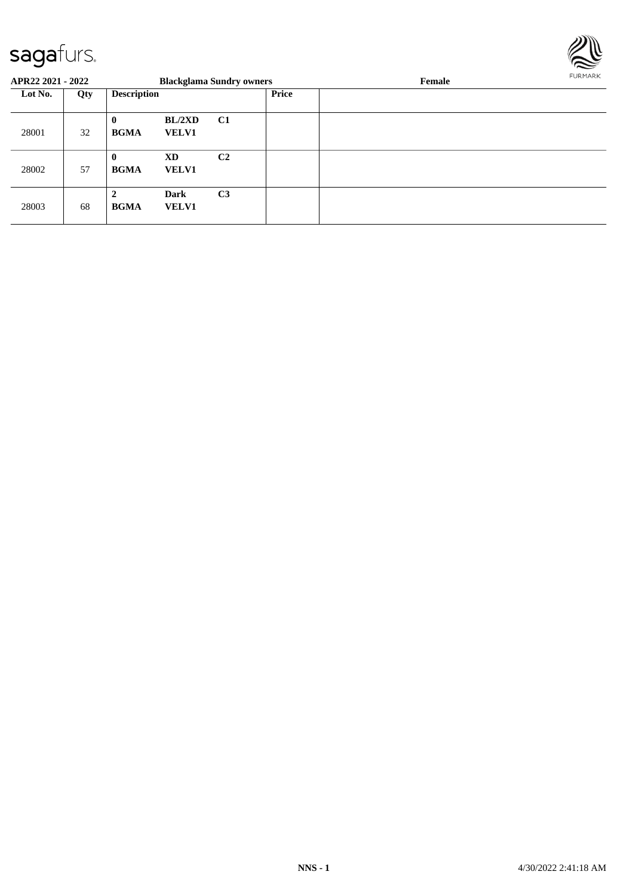**APR22 2021 - 2022** **Blackglama Sundry owners** **Female**

| Lot No. | Qty | Description | | | Price | |
|---|---|---|---|---|---|---|
| 28001 | 32 | **0** **BGMA** | **BL/2XD** **VELV1** | **C1** | | |
| 28002 | 57 | **0** **BGMA** | **XD** **VELV1** | **C2** | | |
| 28003 | 68 | **2** **BGMA** | **Dark** **VELV1** | **C3** | | |

**NNS - 1** 4/30/2022 2:41:18 AM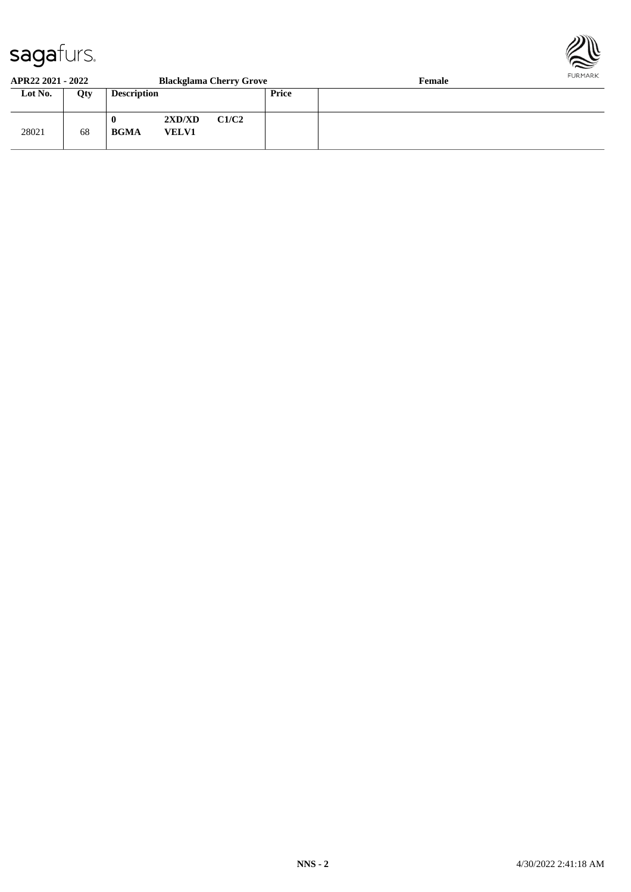**APR22 2021 - 2022** **Blackglama Cherry Grove** **Female**

| Lot No. | Qty | Description | Price | |
|---|---|---|---|---|
| 28021 | 68 | **0** **2XD/XD** **C1/C2** **BGMA** **VELV1** | | |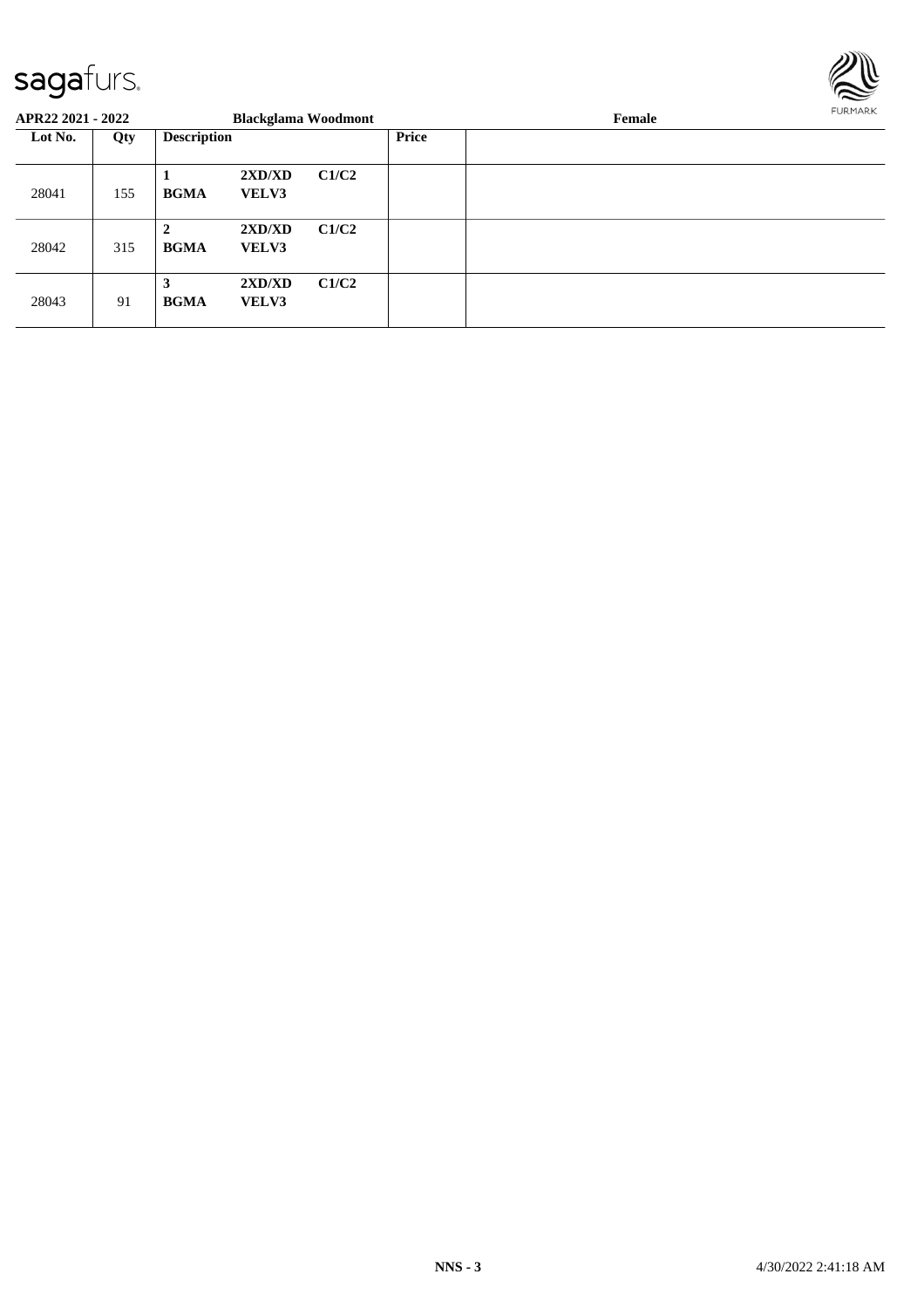**APR22 2021 - 2022** | **Blackglama Woodmont** | **Female**

| Lot No. | Qty | Description | | | Price | |
|---|---|---|---|---|---|---|
| 28041 | 155 | 1 BGMA | 2XD/XD VELV3 | C1/C2 | | |
| 28042 | 315 | 2 BGMA | 2XD/XD VELV3 | C1/C2 | | |
| 28043 | 91 | 3 BGMA | 2XD/XD VELV3 | C1/C2 | | |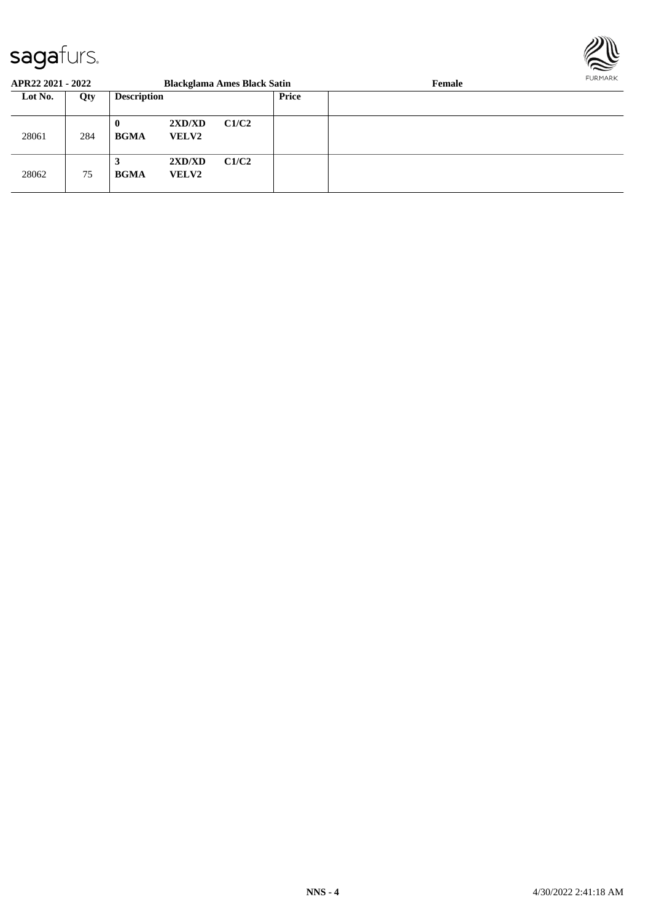**APR22 2021 - 2022** | **Blackglama Ames Black Satin** | **Female**

| Lot No. | Qty | Description | | | Price | |
|---|---|---|---|---|---|---|
| 28061 | 284 | **0** **BGMA** | **2XD/XD** **VELV2** | **C1/C2** | | |
| 28062 | 75 | **3** **BGMA** | **2XD/XD** **VELV2** | **C1/C2** | | |

**NNS - 4**

4/30/2022 2:41:18 AM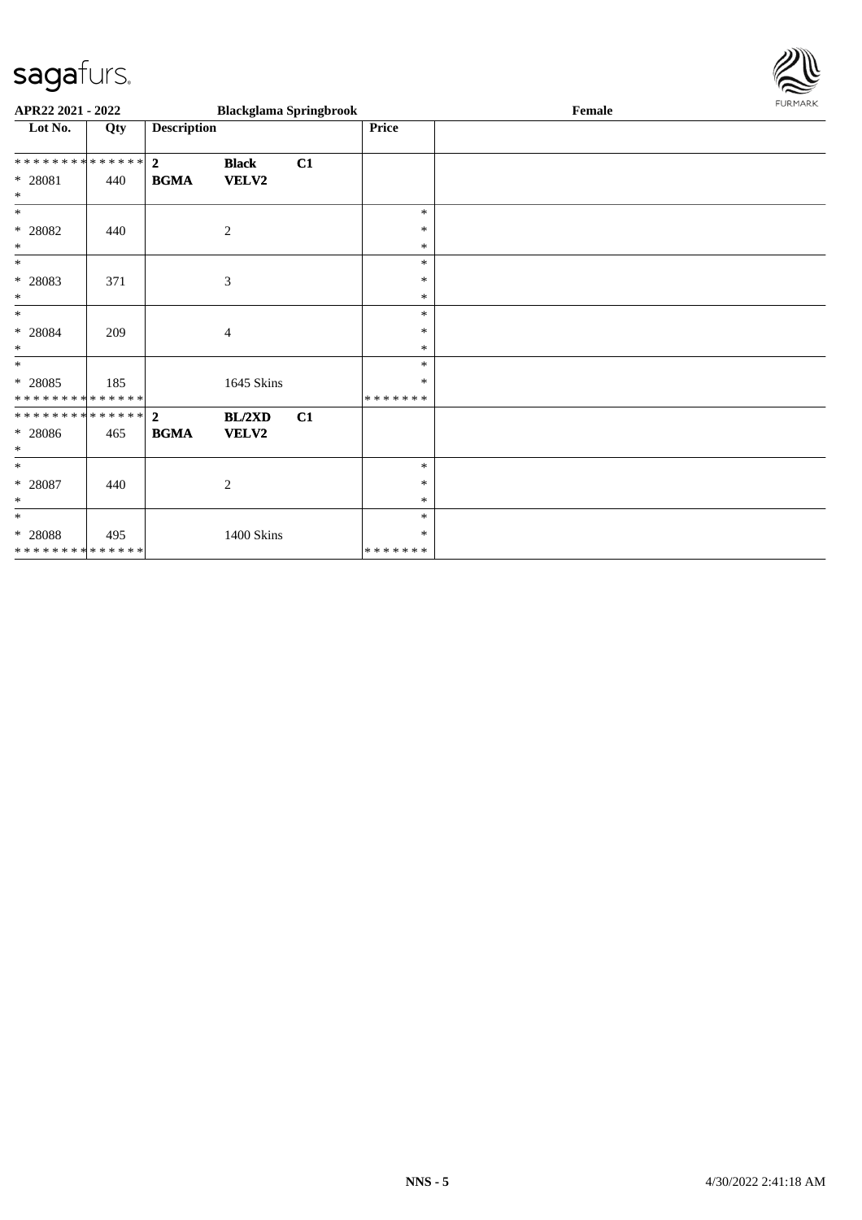sagafurs.

APR22 2021 - 2022 | Blackglama Springbrook | Female

| Lot No. | Qty | Description | | | Price | |
|---|---|---|---|---|---|---|
| ************** | | **2** | **Black** | **C1** | | |
| * 28081 | 440 | **BGMA** | **VELV2** | | | |
| * | | | | | | |
| * | | | | | * | |
| * 28082 | 440 | | 2 | | * | |
| * | | | | | * | |
| * | | | | | * | |
| * 28083 | 371 | | 3 | | * | |
| * | | | | | * | |
| * | | | | | * | |
| * 28084 | 209 | | 4 | | * | |
| * | | | | | * | |
| * | | | | | * | |
| * 28085 | 185 | | 1645 Skins | | * | |
| ************** | | | | | ******* | |
| ************** | | **2** | **BL/2XD** | **C1** | | |
| * 28086 | 465 | **BGMA** | **VELV2** | | | |
| * | | | | | | |
| * | | | | | * | |
| * 28087 | 440 | | 2 | | * | |
| * | | | | | * | |
| * | | | | | * | |
| * 28088 | 495 | | 1400 Skins | | * | |
| ************** | | | | | ******* | |

NNS - 5 4/30/2022 2:41:18 AM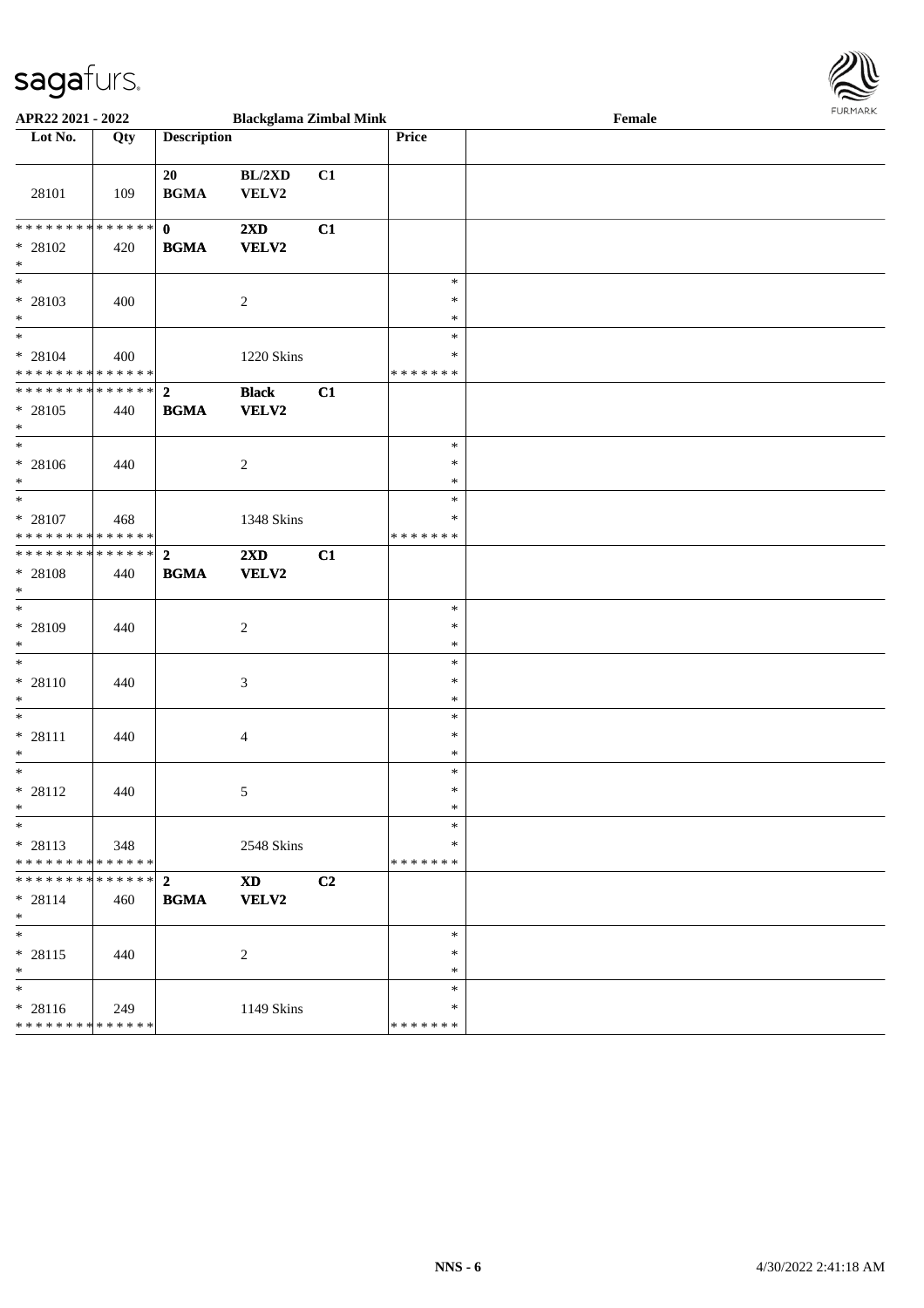APR22 2021 - 2022 Blackglama Zimbal Mink Female

| Lot No. | Qty | Description | | | Price | |
|---|---|---|---|---|---|---|
| 28101 | 109 | 20 **BGMA** | **BL/2XD** VELV2 | **C1** | | |
| * * * * * * * * * * * * * * * 28102 * | 420 | **0** **BGMA** | **2XD** **VELV2** | **C1** | | |
| * * 28103 * | 400 | | 2 | | * * * | |
| * * 28104 * * * * * * * * * * * * * * | 400 | | 1220 Skins | | * * * * * * * * | |
| * * * * * * * * * * * * * * * 28105 * | 440 | **2** **BGMA** | **Black** **VELV2** | **C1** | | |
| * * 28106 * | 440 | | 2 | | * * * | |
| * * 28107 * * * * * * * * * * * * * * | 468 | | 1348 Skins | | * * * * * * * * | |
| * * * * * * * * * * * * * * * 28108 * | 440 | **2** **BGMA** | **2XD** **VELV2** | **C1** | | |
| * * 28109 * | 440 | | 2 | | * * * | |
| * * 28110 * | 440 | | 3 | | * * * | |
| * * 28111 * | 440 | | 4 | | * * * | |
| * * 28112 * | 440 | | 5 | | * * * | |
| * * 28113 * * * * * * * * * * * * * * | 348 | | 2548 Skins | | * * * * * * * * | |
| * * * * * * * * * * * * * * * 28114 * | 460 | **2** **BGMA** | **XD** **VELV2** | **C2** | | |
| * * 28115 * | 440 | | 2 | | * * * | |
| * * 28116 * * * * * * * * * * * * * * | 249 | | 1149 Skins | | * * * * * * * * | |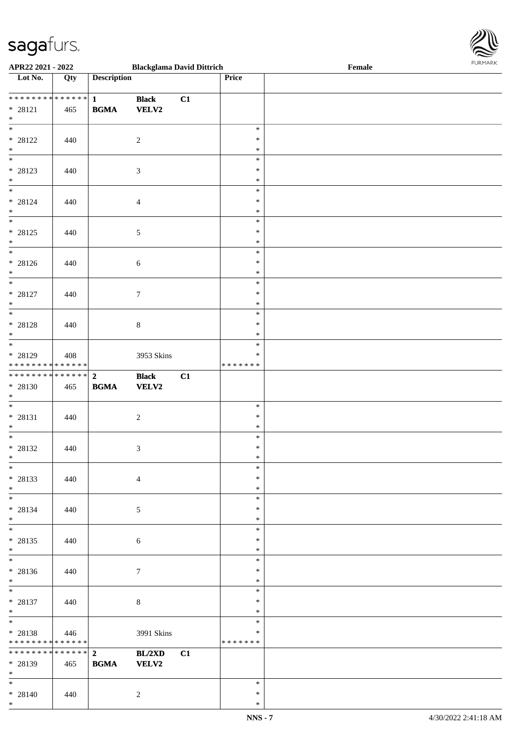APR22 2021 - 2022 — Blackglama David Dittrich — Female

| Lot No. | Qty | Description | | | Price | |
|---|---|---|---|---|---|---|
| * * * * * * * * * * * * * * | | 1 | Black | C1 | | |
| * 28121 | 465 | BGMA | VELV2 | | | |
| * | | | | | | |
| * | | | | | * | |
| * 28122 | 440 | | 2 | | * | |
| * | | | | | * | |
| * | | | | | * | |
| * 28123 | 440 | | 3 | | * | |
| * | | | | | * | |
| * | | | | | * | |
| * 28124 | 440 | | 4 | | * | |
| * | | | | | * | |
| * | | | | | * | |
| * 28125 | 440 | | 5 | | * | |
| * | | | | | * | |
| * | | | | | * | |
| * 28126 | 440 | | 6 | | * | |
| * | | | | | * | |
| * | | | | | * | |
| * 28127 | 440 | | 7 | | * | |
| * | | | | | * | |
| * | | | | | * | |
| * 28128 | 440 | | 8 | | * | |
| * | | | | | * | |
| * | | | | | * | |
| * 28129 | 408 | | 3953 Skins | | * | |
| * * * * * * * * * * * * * * | | | | | * * * * * * * | |
| * * * * * * * * * * * * * * | | 2 | Black | C1 | | |
| * 28130 | 465 | BGMA | VELV2 | | | |
| * | | | | | | |
| * | | | | | * | |
| * 28131 | 440 | | 2 | | * | |
| * | | | | | * | |
| * | | | | | * | |
| * 28132 | 440 | | 3 | | * | |
| * | | | | | * | |
| * | | | | | * | |
| * 28133 | 440 | | 4 | | * | |
| * | | | | | * | |
| * | | | | | * | |
| * 28134 | 440 | | 5 | | * | |
| * | | | | | * | |
| * | | | | | * | |
| * 28135 | 440 | | 6 | | * | |
| * | | | | | * | |
| * | | | | | * | |
| * 28136 | 440 | | 7 | | * | |
| * | | | | | * | |
| * | | | | | * | |
| * 28137 | 440 | | 8 | | * | |
| * | | | | | * | |
| * | | | | | * | |
| * 28138 | 446 | | 3991 Skins | | * | |
| * * * * * * * * * * * * * * | | | | | * * * * * * * | |
| * * * * * * * * * * * * * * | | 2 | BL/2XD | C1 | | |
| * 28139 | 465 | BGMA | VELV2 | | | |
| * | | | | | | |
| * | | | | | * | |
| * 28140 | 440 | | 2 | | * | |
| * | | | | | * | |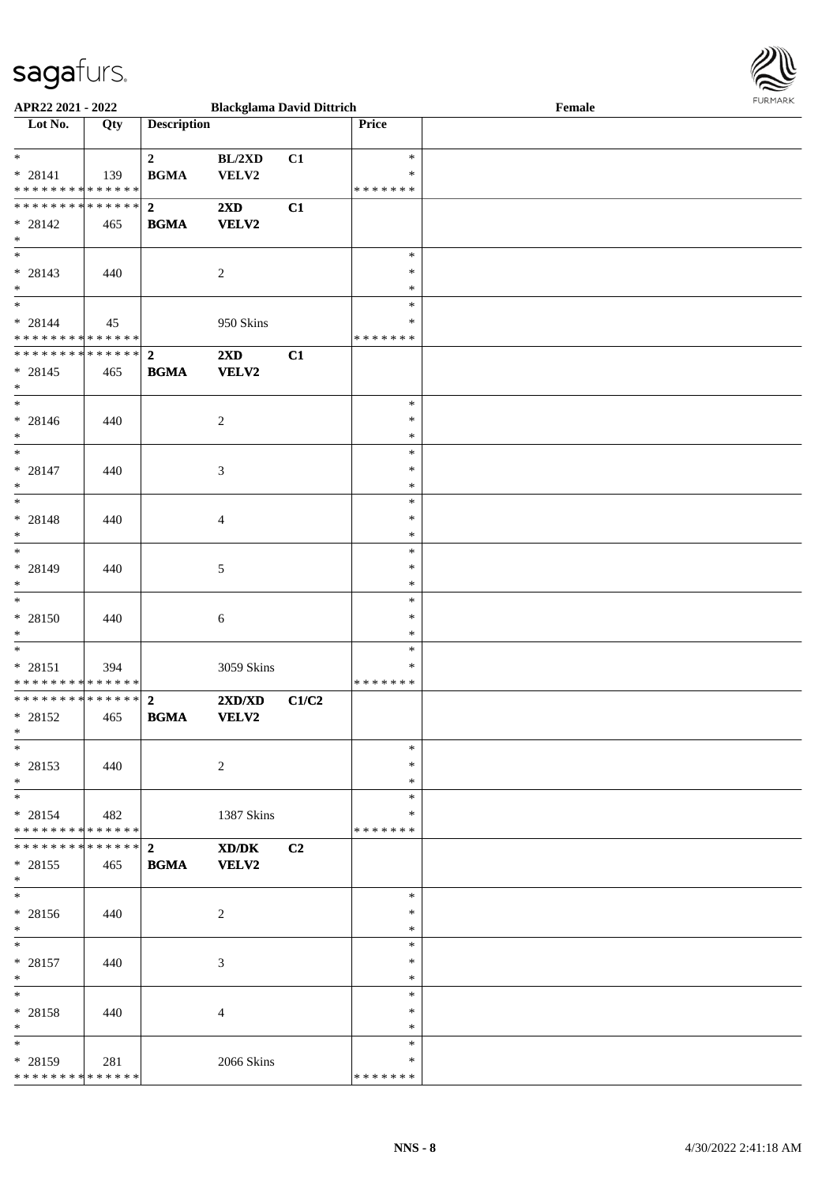| Lot No. | Qty | Description | | | Price | |
|---|---|---|---|---|---|---|
| * 28141 | 139 | 2 BGMA | BL/2XD VELV2 | C1 | * * ******* | |
| * 28142 | 465 | 2 BGMA | 2XD VELV2 | C1 | | |
| * 28143 | 440 | | 2 | | * * * | |
| * 28144 | 45 | | 950 Skins | | * * ******* | |
| * 28145 | 465 | 2 BGMA | 2XD VELV2 | C1 | | |
| * 28146 | 440 | | 2 | | * * * | |
| * 28147 | 440 | | 3 | | * * * | |
| * 28148 | 440 | | 4 | | * * * | |
| * 28149 | 440 | | 5 | | * * * | |
| * 28150 | 440 | | 6 | | * * * | |
| * 28151 | 394 | | 3059 Skins | | * * ******* | |
| * 28152 | 465 | 2 BGMA | 2XD/XD VELV2 | C1/C2 | | |
| * 28153 | 440 | | 2 | | * * * | |
| * 28154 | 482 | | 1387 Skins | | * * ******* | |
| * 28155 | 465 | 2 BGMA | XD/DK VELV2 | C2 | | |
| * 28156 | 440 | | 2 | | * * * | |
| * 28157 | 440 | | 3 | | * * * | |
| * 28158 | 440 | | 4 | | * * * | |
| * 28159 | 281 | | 2066 Skins | | * * ******* | |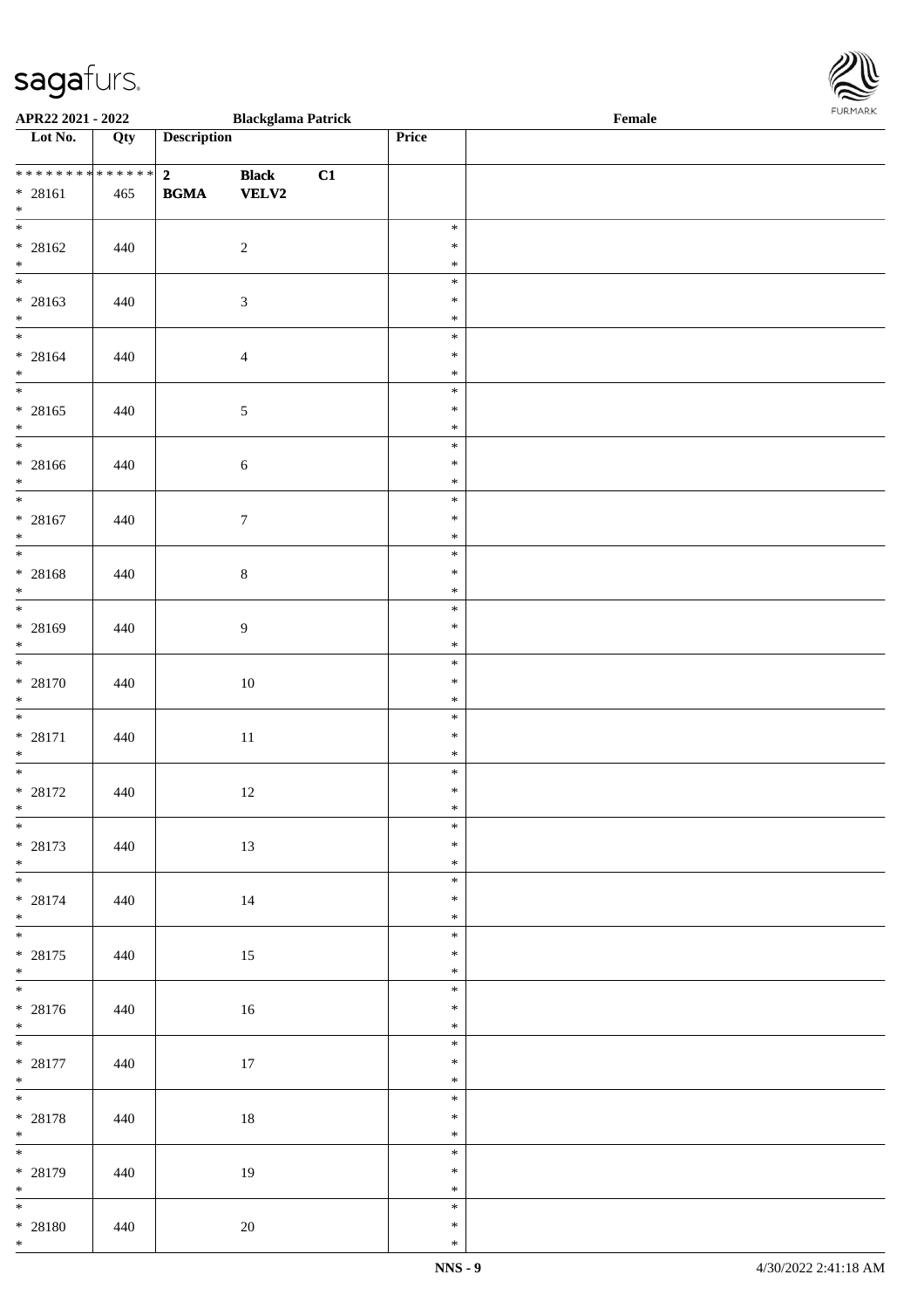| Lot No. | Qty | Description | | | Price | |
|---|---|---|---|---|---|---|
| * * * * * * * * * * * * * * | | 2 | Black | C1 | | |
| * 28161 | 465 | BGMA | VELV2 | | | |
| * | | | | | | |
| * 28162 | 440 | | 2 | | * | |
| * 28163 | 440 | | 3 | | * | |
| * 28164 | 440 | | 4 | | * | |
| * 28165 | 440 | | 5 | | * | |
| * 28166 | 440 | | 6 | | * | |
| * 28167 | 440 | | 7 | | * | |
| * 28168 | 440 | | 8 | | * | |
| * 28169 | 440 | | 9 | | * | |
| * 28170 | 440 | | 10 | | * | |
| * 28171 | 440 | | 11 | | * | |
| * 28172 | 440 | | 12 | | * | |
| * 28173 | 440 | | 13 | | * | |
| * 28174 | 440 | | 14 | | * | |
| * 28175 | 440 | | 15 | | * | |
| * 28176 | 440 | | 16 | | * | |
| * 28177 | 440 | | 17 | | * | |
| * 28178 | 440 | | 18 | | * | |
| * 28179 | 440 | | 19 | | * | |
| * 28180 | 440 | | 20 | | * | |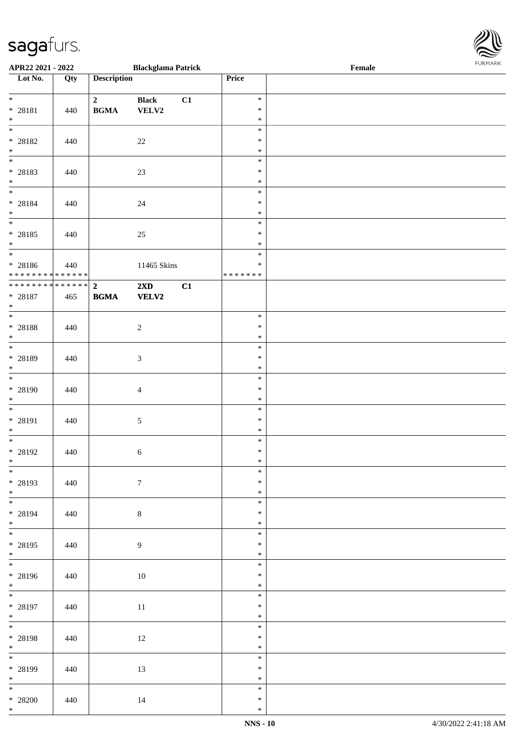APR22 2021 - 2022 Blackglama Patrick Female

| Lot No. | Qty | Description | | | Price | |
|---|---|---|---|---|---|---|
| * 28181 * | 440 | 2 BGMA | Black VELV2 | C1 | * * * | |
| * 28182 * | 440 | | 22 | | * * * | |
| * 28183 * | 440 | | 23 | | * * * | |
| * 28184 * | 440 | | 24 | | * * * | |
| * 28185 * | 440 | | 25 | | * * * | |
| * 28186 * * * * * * * * * * * * * * | 440 | | 11465 Skins | | * * * * * * * * * | |
| * * * * * * * * * * * * * * 28187 * | 465 | 2 BGMA | 2XD VELV2 | C1 | | |
| * 28188 * | 440 | | 2 | | * * * | |
| * 28189 * | 440 | | 3 | | * * * | |
| * 28190 * | 440 | | 4 | | * * * | |
| * 28191 * | 440 | | 5 | | * * * | |
| * 28192 * | 440 | | 6 | | * * * | |
| * 28193 * | 440 | | 7 | | * * * | |
| * 28194 * | 440 | | 8 | | * * * | |
| * 28195 * | 440 | | 9 | | * * * | |
| * 28196 * | 440 | | 10 | | * * * | |
| * 28197 * | 440 | | 11 | | * * * | |
| * 28198 * | 440 | | 12 | | * * * | |
| * 28199 * | 440 | | 13 | | * * * | |
| * 28200 * | 440 | | 14 | | * * * | |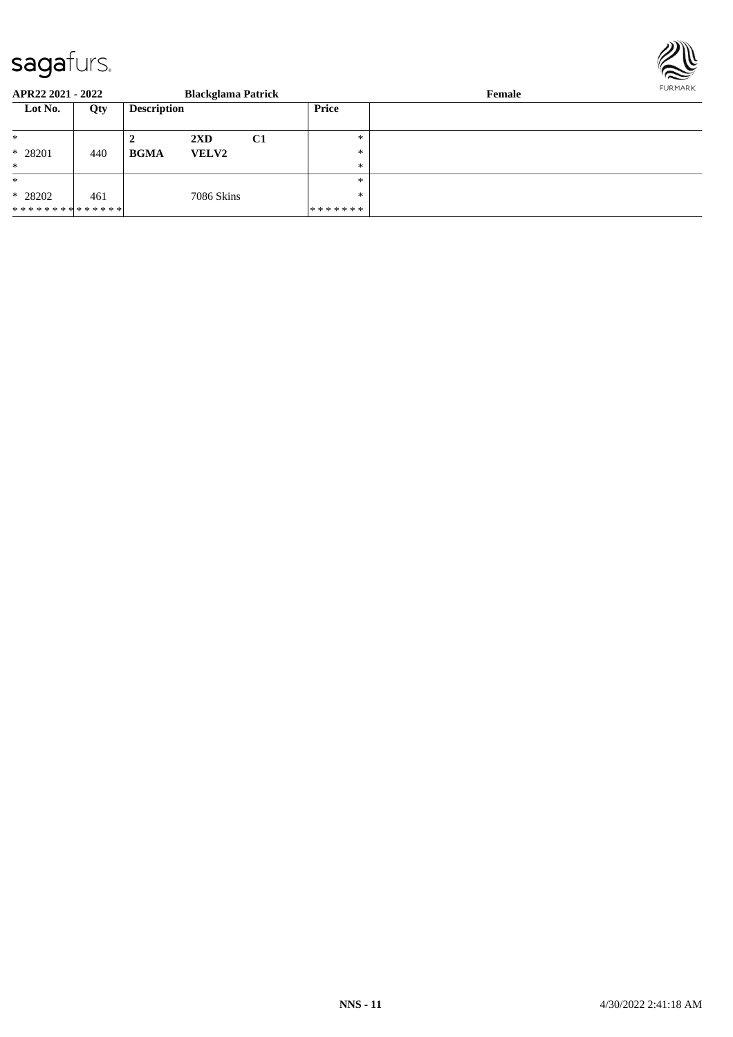APR22 2021 - 2022 **Blackglama Patrick** **Female**

| Lot No. | Qty | Description | | | Price | |
|---|---|---|---|---|---|---|
| * | | 2 | 2XD | C1 | * | |
| * 28201 | 440 | BGMA | VELV2 | | * | |
| * | | | | | * | |
| * | | | | | * | |
| * 28202 | 461 | | 7086 Skins | | * | |
| * * * * * * * * * * * * * * | | | | | * * * * * * * | |